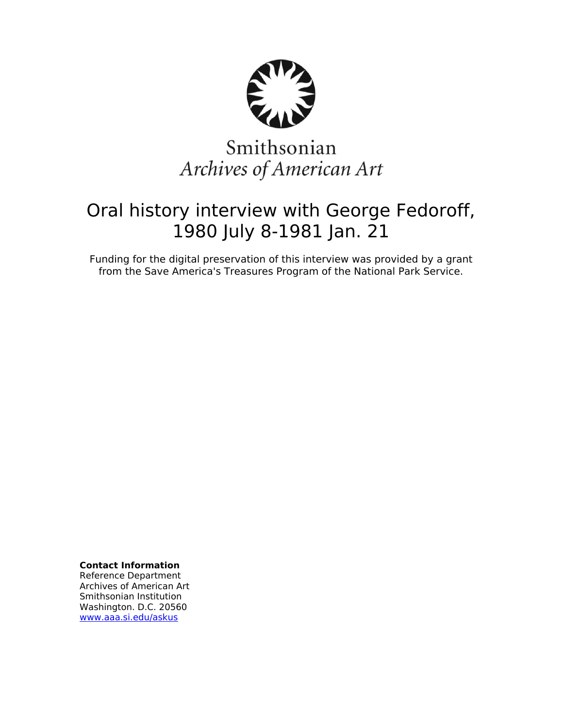Smithsonian
*Archives of American Art*

# Oral history interview with George Fedoroff, 1980 July 8-1981 Jan. 21

Funding for the digital preservation of this interview was provided by a grant from the Save America's Treasures Program of the National Park Service.

**Contact Information**
Reference Department
Archives of American Art
Smithsonian Institution
Washington. D.C. 20560
[www.aaa.si.edu/askus](http://www.aaa.si.edu/askus)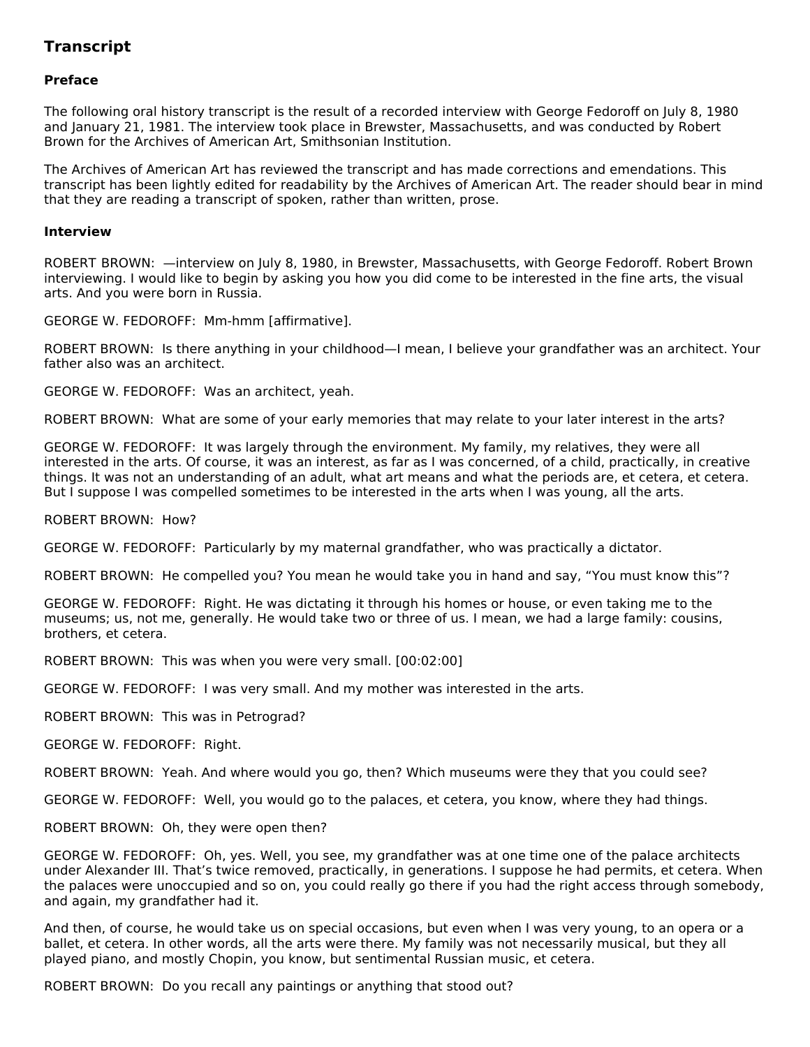## Transcript

### Preface

The following oral history transcript is the result of a recorded interview with George Fedoroff on July 8, 1980 and January 21, 1981. The interview took place in Brewster, Massachusetts, and was conducted by Robert Brown for the Archives of American Art, Smithsonian Institution.

The Archives of American Art has reviewed the transcript and has made corrections and emendations. This transcript has been lightly edited for readability by the Archives of American Art. The reader should bear in mind that they are reading a transcript of spoken, rather than written, prose.

### Interview

ROBERT BROWN: —interview on July 8, 1980, in Brewster, Massachusetts, with George Fedoroff. Robert Brown interviewing. I would like to begin by asking you how you did come to be interested in the fine arts, the visual arts. And you were born in Russia.

GEORGE W. FEDOROFF: Mm-hmm [affirmative].

ROBERT BROWN: Is there anything in your childhood—I mean, I believe your grandfather was an architect. Your father also was an architect.

GEORGE W. FEDOROFF: Was an architect, yeah.

ROBERT BROWN: What are some of your early memories that may relate to your later interest in the arts?

GEORGE W. FEDOROFF: It was largely through the environment. My family, my relatives, they were all interested in the arts. Of course, it was an interest, as far as I was concerned, of a child, practically, in creative things. It was not an understanding of an adult, what art means and what the periods are, et cetera, et cetera. But I suppose I was compelled sometimes to be interested in the arts when I was young, all the arts.

ROBERT BROWN: How?

GEORGE W. FEDOROFF: Particularly by my maternal grandfather, who was practically a dictator.

ROBERT BROWN: He compelled you? You mean he would take you in hand and say, "You must know this"?

GEORGE W. FEDOROFF: Right. He was dictating it through his homes or house, or even taking me to the museums; us, not me, generally. He would take two or three of us. I mean, we had a large family: cousins, brothers, et cetera.

ROBERT BROWN: This was when you were very small. [00:02:00]

GEORGE W. FEDOROFF: I was very small. And my mother was interested in the arts.

ROBERT BROWN: This was in Petrograd?

GEORGE W. FEDOROFF: Right.

ROBERT BROWN: Yeah. And where would you go, then? Which museums were they that you could see?

GEORGE W. FEDOROFF: Well, you would go to the palaces, et cetera, you know, where they had things.

ROBERT BROWN: Oh, they were open then?

GEORGE W. FEDOROFF: Oh, yes. Well, you see, my grandfather was at one time one of the palace architects under Alexander III. That's twice removed, practically, in generations. I suppose he had permits, et cetera. When the palaces were unoccupied and so on, you could really go there if you had the right access through somebody, and again, my grandfather had it.

And then, of course, he would take us on special occasions, but even when I was very young, to an opera or a ballet, et cetera. In other words, all the arts were there. My family was not necessarily musical, but they all played piano, and mostly Chopin, you know, but sentimental Russian music, et cetera.

ROBERT BROWN: Do you recall any paintings or anything that stood out?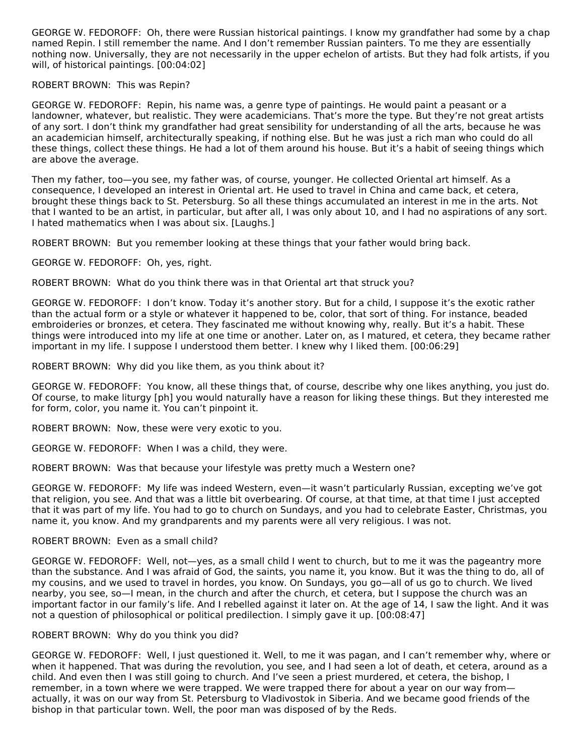GEORGE W. FEDOROFF: Oh, there were Russian historical paintings. I know my grandfather had some by a chap named Repin. I still remember the name. And I don't remember Russian painters. To me they are essentially nothing now. Universally, they are not necessarily in the upper echelon of artists. But they had folk artists, if you will, of historical paintings. [00:04:02]

ROBERT BROWN: This was Repin?

GEORGE W. FEDOROFF: Repin, his name was, a genre type of paintings. He would paint a peasant or a landowner, whatever, but realistic. They were academicians. That's more the type. But they're not great artists of any sort. I don't think my grandfather had great sensibility for understanding of all the arts, because he was an academician himself, architecturally speaking, if nothing else. But he was just a rich man who could do all these things, collect these things. He had a lot of them around his house. But it's a habit of seeing things which are above the average.

Then my father, too—you see, my father was, of course, younger. He collected Oriental art himself. As a consequence, I developed an interest in Oriental art. He used to travel in China and came back, et cetera, brought these things back to St. Petersburg. So all these things accumulated an interest in me in the arts. Not that I wanted to be an artist, in particular, but after all, I was only about 10, and I had no aspirations of any sort. I hated mathematics when I was about six. [Laughs.]

ROBERT BROWN: But you remember looking at these things that your father would bring back.

GEORGE W. FEDOROFF: Oh, yes, right.

ROBERT BROWN: What do you think there was in that Oriental art that struck you?

GEORGE W. FEDOROFF: I don't know. Today it's another story. But for a child, I suppose it's the exotic rather than the actual form or a style or whatever it happened to be, color, that sort of thing. For instance, beaded embroideries or bronzes, et cetera. They fascinated me without knowing why, really. But it's a habit. These things were introduced into my life at one time or another. Later on, as I matured, et cetera, they became rather important in my life. I suppose I understood them better. I knew why I liked them. [00:06:29]

ROBERT BROWN: Why did you like them, as you think about it?

GEORGE W. FEDOROFF: You know, all these things that, of course, describe why one likes anything, you just do. Of course, to make liturgy [ph] you would naturally have a reason for liking these things. But they interested me for form, color, you name it. You can't pinpoint it.

ROBERT BROWN: Now, these were very exotic to you.

GEORGE W. FEDOROFF: When I was a child, they were.

ROBERT BROWN: Was that because your lifestyle was pretty much a Western one?

GEORGE W. FEDOROFF: My life was indeed Western, even—it wasn't particularly Russian, excepting we've got that religion, you see. And that was a little bit overbearing. Of course, at that time, at that time I just accepted that it was part of my life. You had to go to church on Sundays, and you had to celebrate Easter, Christmas, you name it, you know. And my grandparents and my parents were all very religious. I was not.

ROBERT BROWN: Even as a small child?

GEORGE W. FEDOROFF: Well, not—yes, as a small child I went to church, but to me it was the pageantry more than the substance. And I was afraid of God, the saints, you name it, you know. But it was the thing to do, all of my cousins, and we used to travel in hordes, you know. On Sundays, you go—all of us go to church. We lived nearby, you see, so—I mean, in the church and after the church, et cetera, but I suppose the church was an important factor in our family's life. And I rebelled against it later on. At the age of 14, I saw the light. And it was not a question of philosophical or political predilection. I simply gave it up. [00:08:47]

ROBERT BROWN: Why do you think you did?

GEORGE W. FEDOROFF: Well, I just questioned it. Well, to me it was pagan, and I can't remember why, where or when it happened. That was during the revolution, you see, and I had seen a lot of death, et cetera, around as a child. And even then I was still going to church. And I've seen a priest murdered, et cetera, the bishop, I remember, in a town where we were trapped. We were trapped there for about a year on our way from—actually, it was on our way from St. Petersburg to Vladivostok in Siberia. And we became good friends of the bishop in that particular town. Well, the poor man was disposed of by the Reds.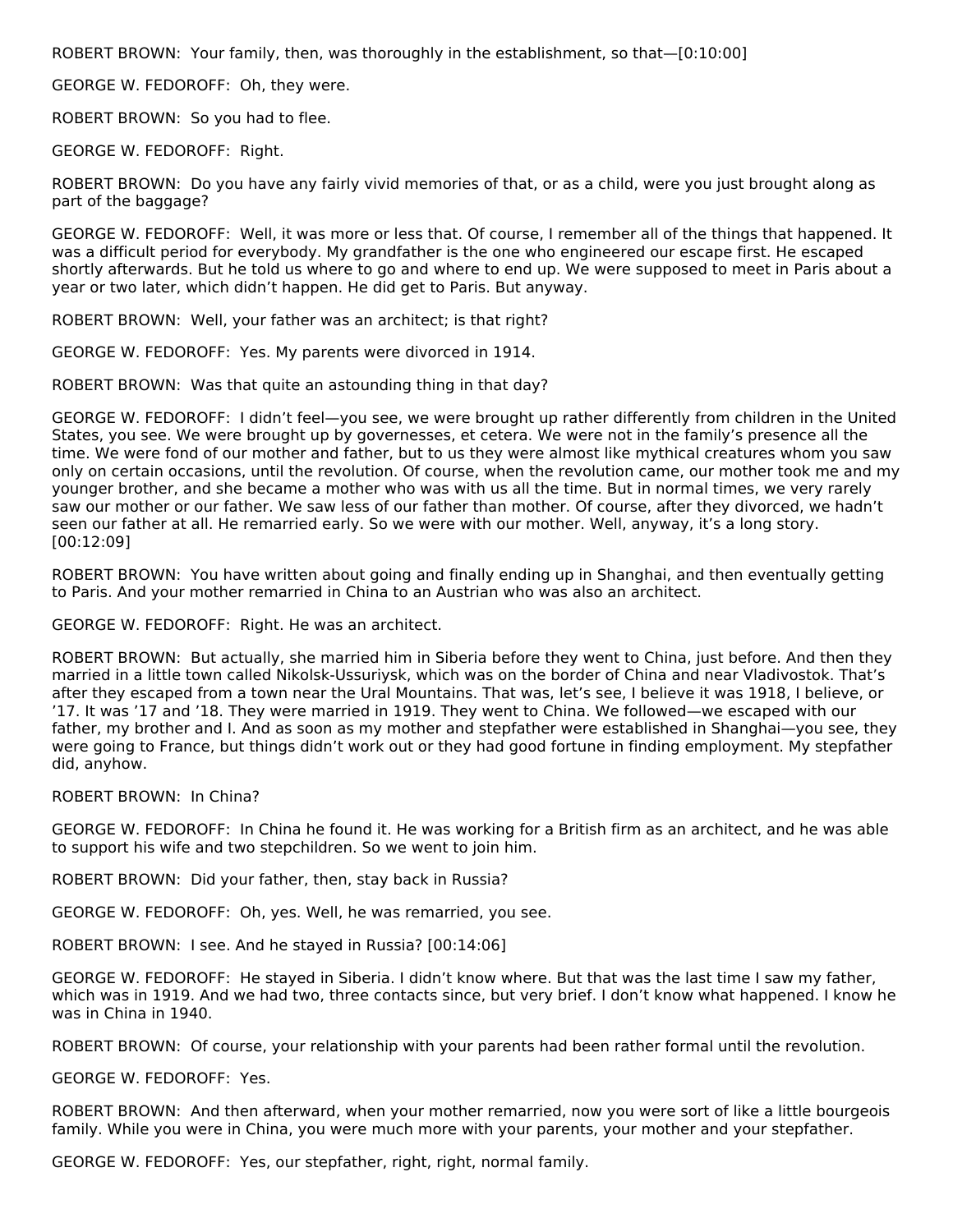ROBERT BROWN: Your family, then, was thoroughly in the establishment, so that—[0:10:00]

GEORGE W. FEDOROFF: Oh, they were.

ROBERT BROWN: So you had to flee.

GEORGE W. FEDOROFF: Right.

ROBERT BROWN: Do you have any fairly vivid memories of that, or as a child, were you just brought along as part of the baggage?

GEORGE W. FEDOROFF: Well, it was more or less that. Of course, I remember all of the things that happened. It was a difficult period for everybody. My grandfather is the one who engineered our escape first. He escaped shortly afterwards. But he told us where to go and where to end up. We were supposed to meet in Paris about a year or two later, which didn't happen. He did get to Paris. But anyway.

ROBERT BROWN: Well, your father was an architect; is that right?

GEORGE W. FEDOROFF: Yes. My parents were divorced in 1914.

ROBERT BROWN: Was that quite an astounding thing in that day?

GEORGE W. FEDOROFF: I didn't feel—you see, we were brought up rather differently from children in the United States, you see. We were brought up by governesses, et cetera. We were not in the family's presence all the time. We were fond of our mother and father, but to us they were almost like mythical creatures whom you saw only on certain occasions, until the revolution. Of course, when the revolution came, our mother took me and my younger brother, and she became a mother who was with us all the time. But in normal times, we very rarely saw our mother or our father. We saw less of our father than mother. Of course, after they divorced, we hadn't seen our father at all. He remarried early. So we were with our mother. Well, anyway, it's a long story. [00:12:09]

ROBERT BROWN: You have written about going and finally ending up in Shanghai, and then eventually getting to Paris. And your mother remarried in China to an Austrian who was also an architect.

GEORGE W. FEDOROFF: Right. He was an architect.

ROBERT BROWN: But actually, she married him in Siberia before they went to China, just before. And then they married in a little town called Nikolsk-Ussuriysk, which was on the border of China and near Vladivostok. That's after they escaped from a town near the Ural Mountains. That was, let's see, I believe it was 1918, I believe, or '17. It was '17 and '18. They were married in 1919. They went to China. We followed—we escaped with our father, my brother and I. And as soon as my mother and stepfather were established in Shanghai—you see, they were going to France, but things didn't work out or they had good fortune in finding employment. My stepfather did, anyhow.

ROBERT BROWN: In China?

GEORGE W. FEDOROFF: In China he found it. He was working for a British firm as an architect, and he was able to support his wife and two stepchildren. So we went to join him.

ROBERT BROWN: Did your father, then, stay back in Russia?

GEORGE W. FEDOROFF: Oh, yes. Well, he was remarried, you see.

ROBERT BROWN: I see. And he stayed in Russia? [00:14:06]

GEORGE W. FEDOROFF: He stayed in Siberia. I didn't know where. But that was the last time I saw my father, which was in 1919. And we had two, three contacts since, but very brief. I don't know what happened. I know he was in China in 1940.

ROBERT BROWN: Of course, your relationship with your parents had been rather formal until the revolution.

GEORGE W. FEDOROFF: Yes.

ROBERT BROWN: And then afterward, when your mother remarried, now you were sort of like a little bourgeois family. While you were in China, you were much more with your parents, your mother and your stepfather.

GEORGE W. FEDOROFF: Yes, our stepfather, right, right, normal family.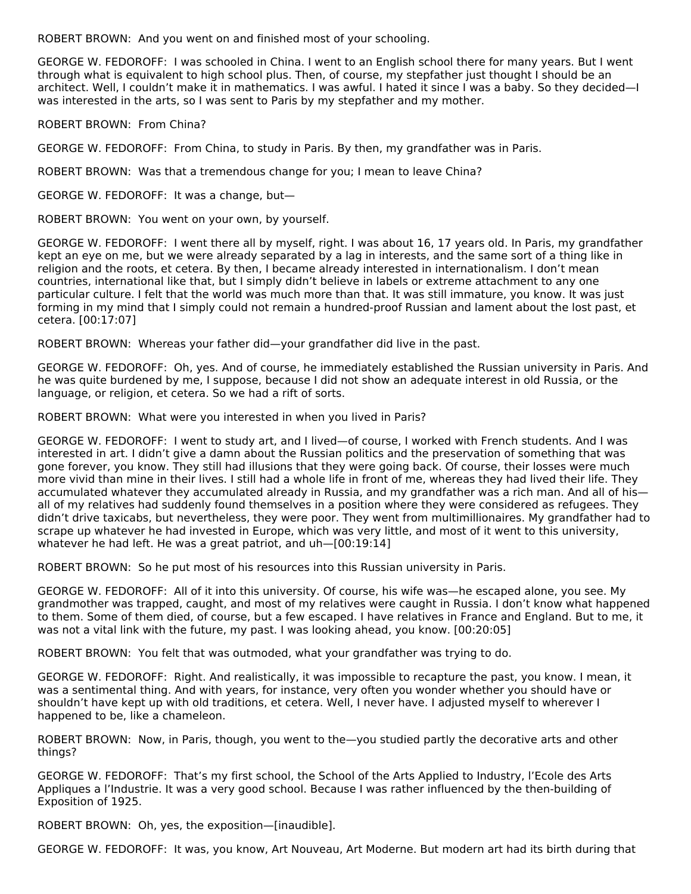ROBERT BROWN: And you went on and finished most of your schooling.

GEORGE W. FEDOROFF: I was schooled in China. I went to an English school there for many years. But I went through what is equivalent to high school plus. Then, of course, my stepfather just thought I should be an architect. Well, I couldn't make it in mathematics. I was awful. I hated it since I was a baby. So they decided—I was interested in the arts, so I was sent to Paris by my stepfather and my mother.

ROBERT BROWN: From China?

GEORGE W. FEDOROFF: From China, to study in Paris. By then, my grandfather was in Paris.

ROBERT BROWN: Was that a tremendous change for you; I mean to leave China?

GEORGE W. FEDOROFF: It was a change, but—

ROBERT BROWN: You went on your own, by yourself.

GEORGE W. FEDOROFF: I went there all by myself, right. I was about 16, 17 years old. In Paris, my grandfather kept an eye on me, but we were already separated by a lag in interests, and the same sort of a thing like in religion and the roots, et cetera. By then, I became already interested in internationalism. I don't mean countries, international like that, but I simply didn't believe in labels or extreme attachment to any one particular culture. I felt that the world was much more than that. It was still immature, you know. It was just forming in my mind that I simply could not remain a hundred-proof Russian and lament about the lost past, et cetera. [00:17:07]

ROBERT BROWN: Whereas your father did—your grandfather did live in the past.

GEORGE W. FEDOROFF: Oh, yes. And of course, he immediately established the Russian university in Paris. And he was quite burdened by me, I suppose, because I did not show an adequate interest in old Russia, or the language, or religion, et cetera. So we had a rift of sorts.

ROBERT BROWN: What were you interested in when you lived in Paris?

GEORGE W. FEDOROFF: I went to study art, and I lived—of course, I worked with French students. And I was interested in art. I didn't give a damn about the Russian politics and the preservation of something that was gone forever, you know. They still had illusions that they were going back. Of course, their losses were much more vivid than mine in their lives. I still had a whole life in front of me, whereas they had lived their life. They accumulated whatever they accumulated already in Russia, and my grandfather was a rich man. And all of his—all of my relatives had suddenly found themselves in a position where they were considered as refugees. They didn't drive taxicabs, but nevertheless, they were poor. They went from multimillionaires. My grandfather had to scrape up whatever he had invested in Europe, which was very little, and most of it went to this university, whatever he had left. He was a great patriot, and uh—[00:19:14]

ROBERT BROWN: So he put most of his resources into this Russian university in Paris.

GEORGE W. FEDOROFF: All of it into this university. Of course, his wife was—he escaped alone, you see. My grandmother was trapped, caught, and most of my relatives were caught in Russia. I don't know what happened to them. Some of them died, of course, but a few escaped. I have relatives in France and England. But to me, it was not a vital link with the future, my past. I was looking ahead, you know. [00:20:05]

ROBERT BROWN: You felt that was outmoded, what your grandfather was trying to do.

GEORGE W. FEDOROFF: Right. And realistically, it was impossible to recapture the past, you know. I mean, it was a sentimental thing. And with years, for instance, very often you wonder whether you should have or shouldn't have kept up with old traditions, et cetera. Well, I never have. I adjusted myself to wherever I happened to be, like a chameleon.

ROBERT BROWN: Now, in Paris, though, you went to the—you studied partly the decorative arts and other things?

GEORGE W. FEDOROFF: That's my first school, the School of the Arts Applied to Industry, l'Ecole des Arts Appliques a l'Industrie. It was a very good school. Because I was rather influenced by the then-building of Exposition of 1925.

ROBERT BROWN: Oh, yes, the exposition—[inaudible].

GEORGE W. FEDOROFF: It was, you know, Art Nouveau, Art Moderne. But modern art had its birth during that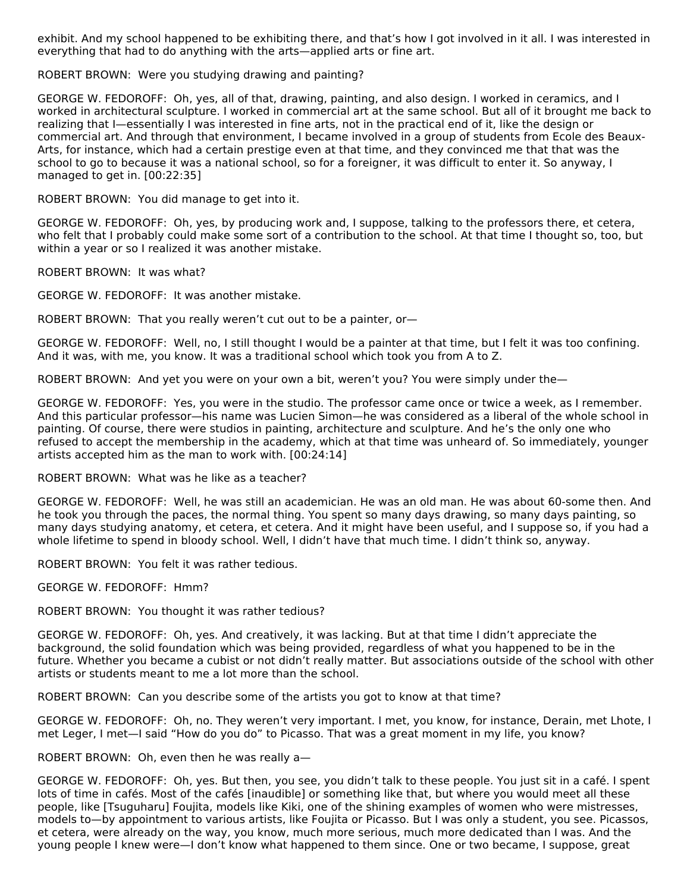exhibit. And my school happened to be exhibiting there, and that's how I got involved in it all. I was interested in everything that had to do anything with the arts—applied arts or fine art.

ROBERT BROWN: Were you studying drawing and painting?

GEORGE W. FEDOROFF: Oh, yes, all of that, drawing, painting, and also design. I worked in ceramics, and I worked in architectural sculpture. I worked in commercial art at the same school. But all of it brought me back to realizing that I—essentially I was interested in fine arts, not in the practical end of it, like the design or commercial art. And through that environment, I became involved in a group of students from Ecole des Beaux-Arts, for instance, which had a certain prestige even at that time, and they convinced me that that was the school to go to because it was a national school, so for a foreigner, it was difficult to enter it. So anyway, I managed to get in. [00:22:35]

ROBERT BROWN: You did manage to get into it.

GEORGE W. FEDOROFF: Oh, yes, by producing work and, I suppose, talking to the professors there, et cetera, who felt that I probably could make some sort of a contribution to the school. At that time I thought so, too, but within a year or so I realized it was another mistake.

ROBERT BROWN: It was what?

GEORGE W. FEDOROFF: It was another mistake.

ROBERT BROWN: That you really weren't cut out to be a painter, or—

GEORGE W. FEDOROFF: Well, no, I still thought I would be a painter at that time, but I felt it was too confining. And it was, with me, you know. It was a traditional school which took you from A to Z.

ROBERT BROWN: And yet you were on your own a bit, weren't you? You were simply under the—

GEORGE W. FEDOROFF: Yes, you were in the studio. The professor came once or twice a week, as I remember. And this particular professor—his name was Lucien Simon—he was considered as a liberal of the whole school in painting. Of course, there were studios in painting, architecture and sculpture. And he's the only one who refused to accept the membership in the academy, which at that time was unheard of. So immediately, younger artists accepted him as the man to work with. [00:24:14]

ROBERT BROWN: What was he like as a teacher?

GEORGE W. FEDOROFF: Well, he was still an academician. He was an old man. He was about 60-some then. And he took you through the paces, the normal thing. You spent so many days drawing, so many days painting, so many days studying anatomy, et cetera, et cetera. And it might have been useful, and I suppose so, if you had a whole lifetime to spend in bloody school. Well, I didn't have that much time. I didn't think so, anyway.

ROBERT BROWN: You felt it was rather tedious.

GEORGE W. FEDOROFF: Hmm?

ROBERT BROWN: You thought it was rather tedious?

GEORGE W. FEDOROFF: Oh, yes. And creatively, it was lacking. But at that time I didn't appreciate the background, the solid foundation which was being provided, regardless of what you happened to be in the future. Whether you became a cubist or not didn't really matter. But associations outside of the school with other artists or students meant to me a lot more than the school.

ROBERT BROWN: Can you describe some of the artists you got to know at that time?

GEORGE W. FEDOROFF: Oh, no. They weren't very important. I met, you know, for instance, Derain, met Lhote, I met Leger, I met—I said "How do you do" to Picasso. That was a great moment in my life, you know?

ROBERT BROWN: Oh, even then he was really a—

GEORGE W. FEDOROFF: Oh, yes. But then, you see, you didn't talk to these people. You just sit in a café. I spent lots of time in cafés. Most of the cafés [inaudible] or something like that, but where you would meet all these people, like [Tsuguharu] Foujita, models like Kiki, one of the shining examples of women who were mistresses, models to—by appointment to various artists, like Foujita or Picasso. But I was only a student, you see. Picassos, et cetera, were already on the way, you know, much more serious, much more dedicated than I was. And the young people I knew were—I don't know what happened to them since. One or two became, I suppose, great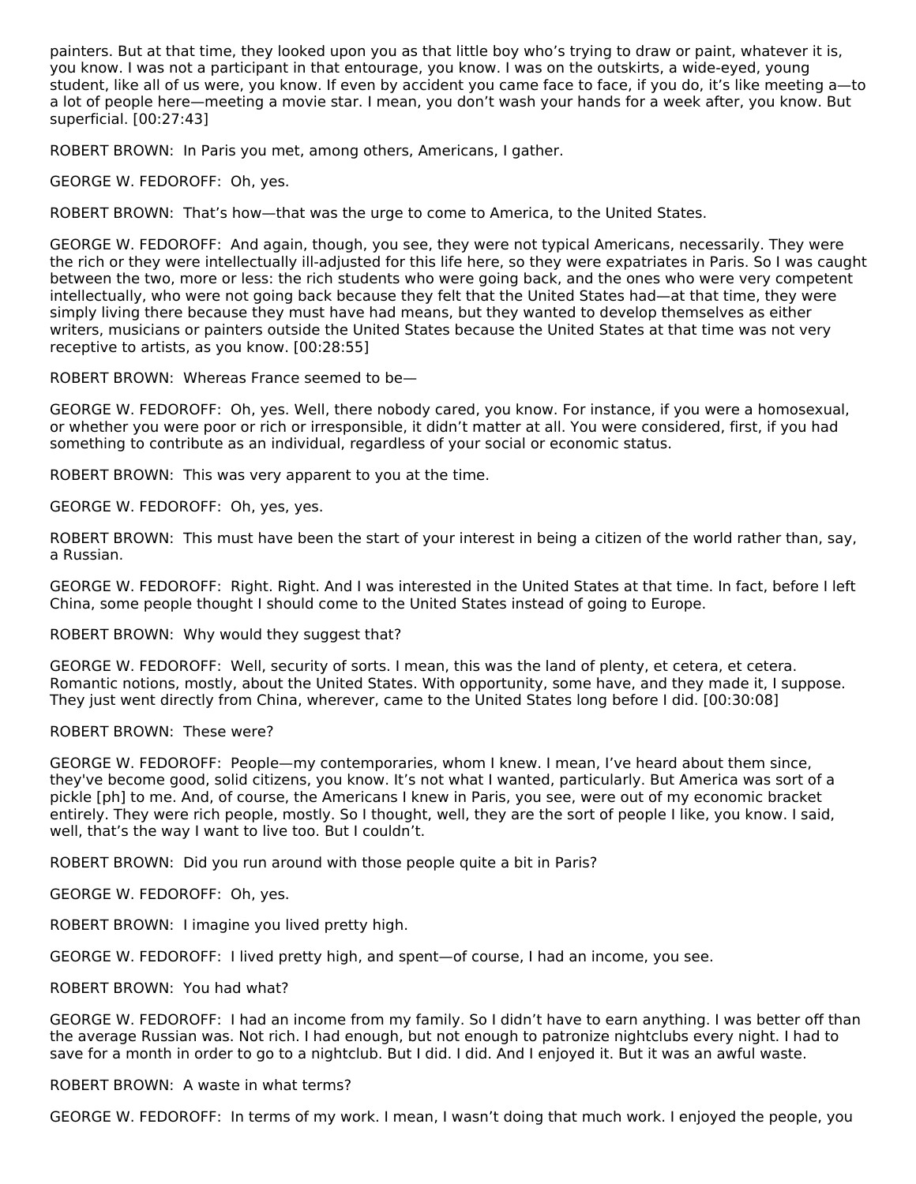painters. But at that time, they looked upon you as that little boy who's trying to draw or paint, whatever it is, you know. I was not a participant in that entourage, you know. I was on the outskirts, a wide-eyed, young student, like all of us were, you know. If even by accident you came face to face, if you do, it's like meeting a—to a lot of people here—meeting a movie star. I mean, you don't wash your hands for a week after, you know. But superficial. [00:27:43]

ROBERT BROWN: In Paris you met, among others, Americans, I gather.

GEORGE W. FEDOROFF: Oh, yes.

ROBERT BROWN: That's how—that was the urge to come to America, to the United States.

GEORGE W. FEDOROFF: And again, though, you see, they were not typical Americans, necessarily. They were the rich or they were intellectually ill-adjusted for this life here, so they were expatriates in Paris. So I was caught between the two, more or less: the rich students who were going back, and the ones who were very competent intellectually, who were not going back because they felt that the United States had—at that time, they were simply living there because they must have had means, but they wanted to develop themselves as either writers, musicians or painters outside the United States because the United States at that time was not very receptive to artists, as you know. [00:28:55]

ROBERT BROWN: Whereas France seemed to be—

GEORGE W. FEDOROFF: Oh, yes. Well, there nobody cared, you know. For instance, if you were a homosexual, or whether you were poor or rich or irresponsible, it didn't matter at all. You were considered, first, if you had something to contribute as an individual, regardless of your social or economic status.

ROBERT BROWN: This was very apparent to you at the time.

GEORGE W. FEDOROFF: Oh, yes, yes.

ROBERT BROWN: This must have been the start of your interest in being a citizen of the world rather than, say, a Russian.

GEORGE W. FEDOROFF: Right. Right. And I was interested in the United States at that time. In fact, before I left China, some people thought I should come to the United States instead of going to Europe.

ROBERT BROWN: Why would they suggest that?

GEORGE W. FEDOROFF: Well, security of sorts. I mean, this was the land of plenty, et cetera, et cetera. Romantic notions, mostly, about the United States. With opportunity, some have, and they made it, I suppose. They just went directly from China, wherever, came to the United States long before I did. [00:30:08]

ROBERT BROWN: These were?

GEORGE W. FEDOROFF: People—my contemporaries, whom I knew. I mean, I've heard about them since, they've become good, solid citizens, you know. It's not what I wanted, particularly. But America was sort of a pickle [ph] to me. And, of course, the Americans I knew in Paris, you see, were out of my economic bracket entirely. They were rich people, mostly. So I thought, well, they are the sort of people I like, you know. I said, well, that's the way I want to live too. But I couldn't.

ROBERT BROWN: Did you run around with those people quite a bit in Paris?

GEORGE W. FEDOROFF: Oh, yes.

ROBERT BROWN: I imagine you lived pretty high.

GEORGE W. FEDOROFF: I lived pretty high, and spent—of course, I had an income, you see.

ROBERT BROWN: You had what?

GEORGE W. FEDOROFF: I had an income from my family. So I didn't have to earn anything. I was better off than the average Russian was. Not rich. I had enough, but not enough to patronize nightclubs every night. I had to save for a month in order to go to a nightclub. But I did. I did. And I enjoyed it. But it was an awful waste.

ROBERT BROWN: A waste in what terms?

GEORGE W. FEDOROFF: In terms of my work. I mean, I wasn't doing that much work. I enjoyed the people, you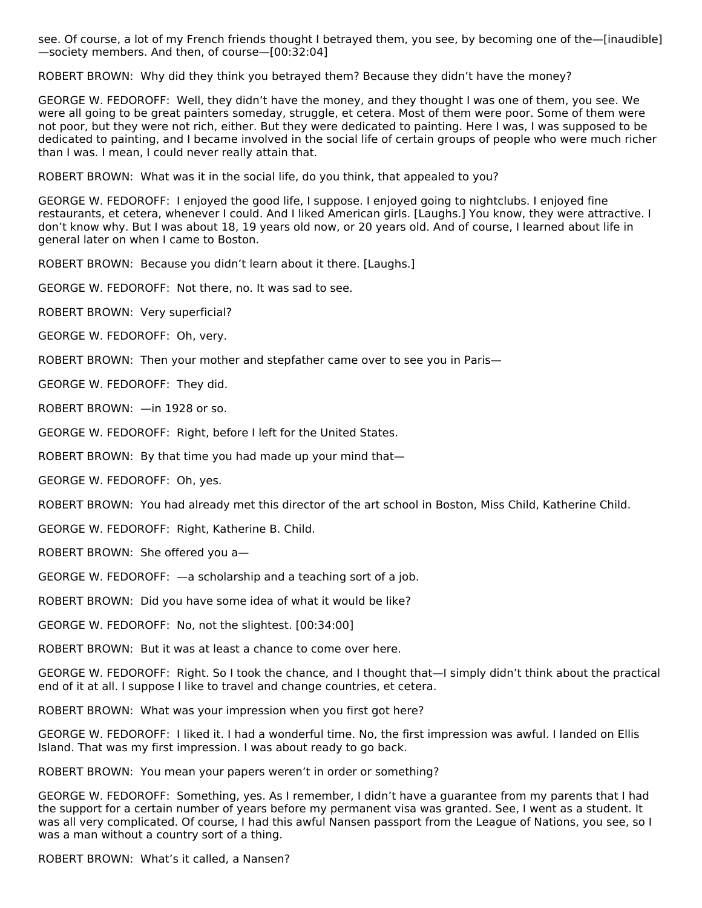see. Of course, a lot of my French friends thought I betrayed them, you see, by becoming one of the—[inaudible]—society members. And then, of course—[00:32:04]

ROBERT BROWN: Why did they think you betrayed them? Because they didn't have the money?

GEORGE W. FEDOROFF: Well, they didn't have the money, and they thought I was one of them, you see. We were all going to be great painters someday, struggle, et cetera. Most of them were poor. Some of them were not poor, but they were not rich, either. But they were dedicated to painting. Here I was, I was supposed to be dedicated to painting, and I became involved in the social life of certain groups of people who were much richer than I was. I mean, I could never really attain that.

ROBERT BROWN: What was it in the social life, do you think, that appealed to you?

GEORGE W. FEDOROFF: I enjoyed the good life, I suppose. I enjoyed going to nightclubs. I enjoyed fine restaurants, et cetera, whenever I could. And I liked American girls. [Laughs.] You know, they were attractive. I don't know why. But I was about 18, 19 years old now, or 20 years old. And of course, I learned about life in general later on when I came to Boston.

ROBERT BROWN: Because you didn't learn about it there. [Laughs.]

GEORGE W. FEDOROFF: Not there, no. It was sad to see.

ROBERT BROWN: Very superficial?

GEORGE W. FEDOROFF: Oh, very.

ROBERT BROWN: Then your mother and stepfather came over to see you in Paris—

GEORGE W. FEDOROFF: They did.

ROBERT BROWN: —in 1928 or so.

GEORGE W. FEDOROFF: Right, before I left for the United States.

ROBERT BROWN: By that time you had made up your mind that—

GEORGE W. FEDOROFF: Oh, yes.

ROBERT BROWN: You had already met this director of the art school in Boston, Miss Child, Katherine Child.

GEORGE W. FEDOROFF: Right, Katherine B. Child.

ROBERT BROWN: She offered you a—

GEORGE W. FEDOROFF: —a scholarship and a teaching sort of a job.

ROBERT BROWN: Did you have some idea of what it would be like?

GEORGE W. FEDOROFF: No, not the slightest. [00:34:00]

ROBERT BROWN: But it was at least a chance to come over here.

GEORGE W. FEDOROFF: Right. So I took the chance, and I thought that—I simply didn't think about the practical end of it at all. I suppose I like to travel and change countries, et cetera.

ROBERT BROWN: What was your impression when you first got here?

GEORGE W. FEDOROFF: I liked it. I had a wonderful time. No, the first impression was awful. I landed on Ellis Island. That was my first impression. I was about ready to go back.

ROBERT BROWN: You mean your papers weren't in order or something?

GEORGE W. FEDOROFF: Something, yes. As I remember, I didn't have a guarantee from my parents that I had the support for a certain number of years before my permanent visa was granted. See, I went as a student. It was all very complicated. Of course, I had this awful Nansen passport from the League of Nations, you see, so I was a man without a country sort of a thing.

ROBERT BROWN: What's it called, a Nansen?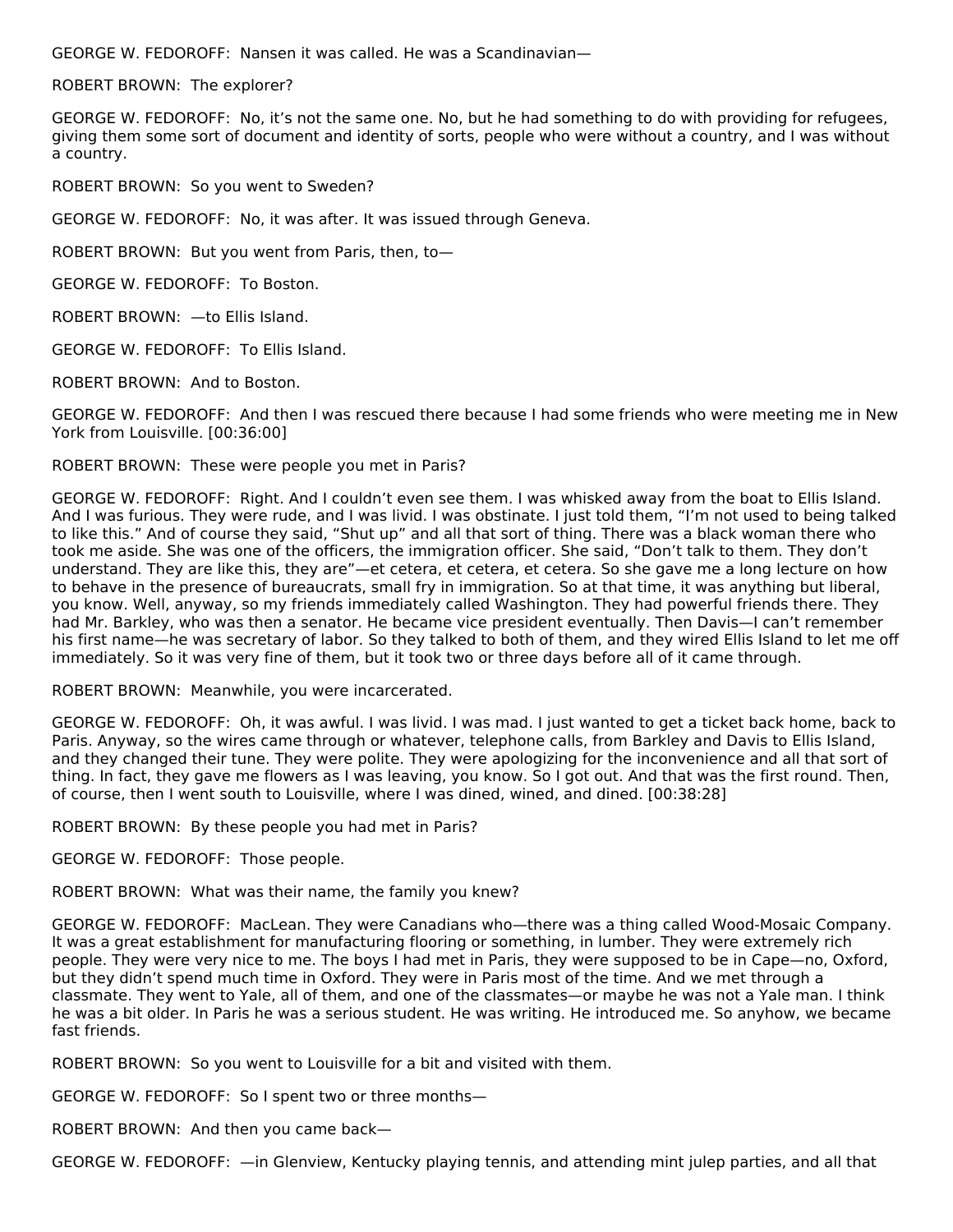GEORGE W. FEDOROFF: Nansen it was called. He was a Scandinavian—

ROBERT BROWN: The explorer?

GEORGE W. FEDOROFF: No, it's not the same one. No, but he had something to do with providing for refugees, giving them some sort of document and identity of sorts, people who were without a country, and I was without a country.

ROBERT BROWN: So you went to Sweden?

GEORGE W. FEDOROFF: No, it was after. It was issued through Geneva.

ROBERT BROWN: But you went from Paris, then, to—

GEORGE W. FEDOROFF: To Boston.

ROBERT BROWN: —to Ellis Island.

GEORGE W. FEDOROFF: To Ellis Island.

ROBERT BROWN: And to Boston.

GEORGE W. FEDOROFF: And then I was rescued there because I had some friends who were meeting me in New York from Louisville. [00:36:00]

ROBERT BROWN: These were people you met in Paris?

GEORGE W. FEDOROFF: Right. And I couldn't even see them. I was whisked away from the boat to Ellis Island. And I was furious. They were rude, and I was livid. I was obstinate. I just told them, "I'm not used to being talked to like this." And of course they said, "Shut up" and all that sort of thing. There was a black woman there who took me aside. She was one of the officers, the immigration officer. She said, "Don't talk to them. They don't understand. They are like this, they are"—et cetera, et cetera, et cetera. So she gave me a long lecture on how to behave in the presence of bureaucrats, small fry in immigration. So at that time, it was anything but liberal, you know. Well, anyway, so my friends immediately called Washington. They had powerful friends there. They had Mr. Barkley, who was then a senator. He became vice president eventually. Then Davis—I can't remember his first name—he was secretary of labor. So they talked to both of them, and they wired Ellis Island to let me off immediately. So it was very fine of them, but it took two or three days before all of it came through.

ROBERT BROWN: Meanwhile, you were incarcerated.

GEORGE W. FEDOROFF: Oh, it was awful. I was livid. I was mad. I just wanted to get a ticket back home, back to Paris. Anyway, so the wires came through or whatever, telephone calls, from Barkley and Davis to Ellis Island, and they changed their tune. They were polite. They were apologizing for the inconvenience and all that sort of thing. In fact, they gave me flowers as I was leaving, you know. So I got out. And that was the first round. Then, of course, then I went south to Louisville, where I was dined, wined, and dined. [00:38:28]

ROBERT BROWN: By these people you had met in Paris?

GEORGE W. FEDOROFF: Those people.

ROBERT BROWN: What was their name, the family you knew?

GEORGE W. FEDOROFF: MacLean. They were Canadians who—there was a thing called Wood-Mosaic Company. It was a great establishment for manufacturing flooring or something, in lumber. They were extremely rich people. They were very nice to me. The boys I had met in Paris, they were supposed to be in Cape—no, Oxford, but they didn't spend much time in Oxford. They were in Paris most of the time. And we met through a classmate. They went to Yale, all of them, and one of the classmates—or maybe he was not a Yale man. I think he was a bit older. In Paris he was a serious student. He was writing. He introduced me. So anyhow, we became fast friends.

ROBERT BROWN: So you went to Louisville for a bit and visited with them.

GEORGE W. FEDOROFF: So I spent two or three months—

ROBERT BROWN: And then you came back—

GEORGE W. FEDOROFF: —in Glenview, Kentucky playing tennis, and attending mint julep parties, and all that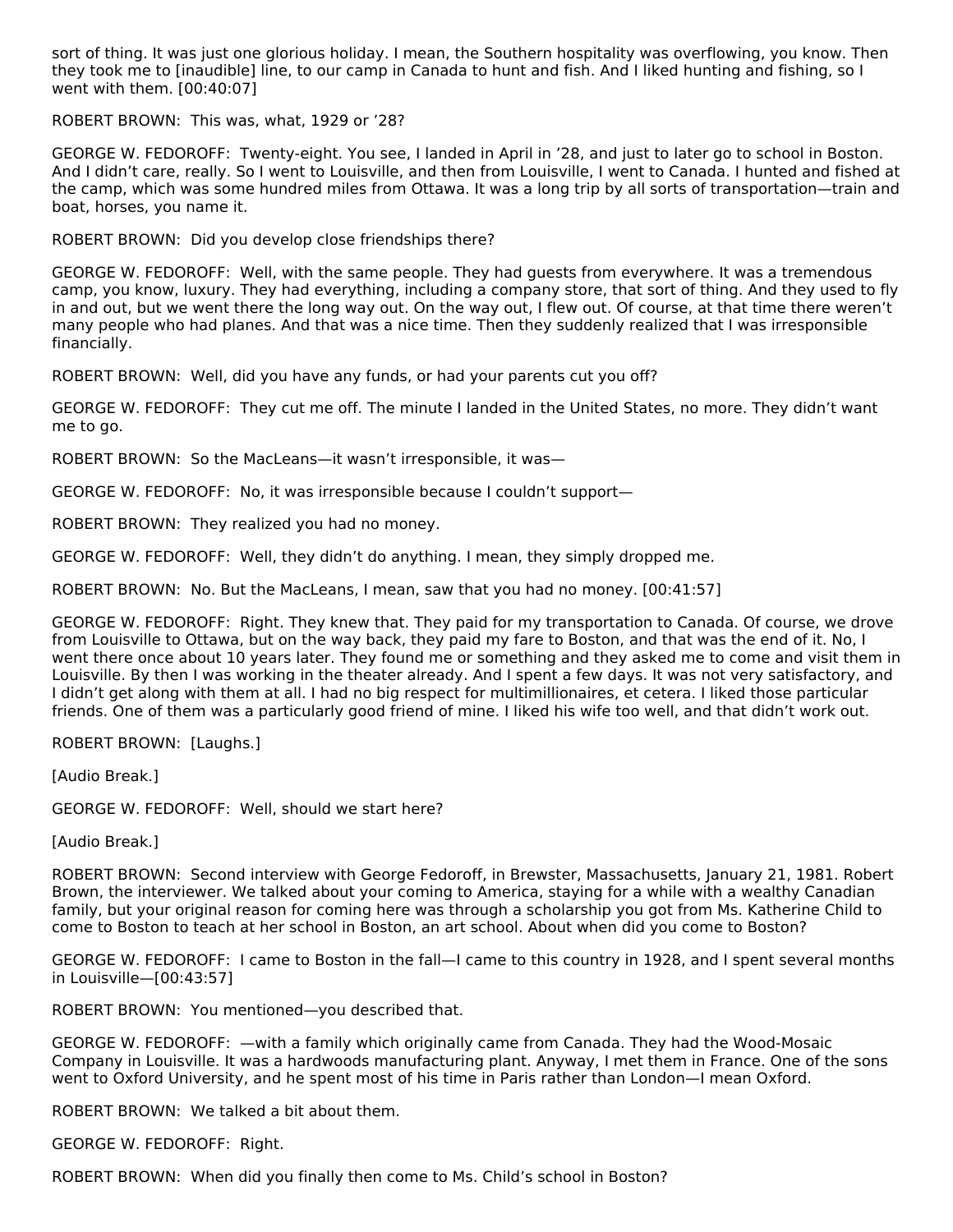sort of thing. It was just one glorious holiday. I mean, the Southern hospitality was overflowing, you know. Then they took me to [inaudible] line, to our camp in Canada to hunt and fish. And I liked hunting and fishing, so I went with them. [00:40:07]

ROBERT BROWN: This was, what, 1929 or '28?

GEORGE W. FEDOROFF: Twenty-eight. You see, I landed in April in '28, and just to later go to school in Boston. And I didn't care, really. So I went to Louisville, and then from Louisville, I went to Canada. I hunted and fished at the camp, which was some hundred miles from Ottawa. It was a long trip by all sorts of transportation—train and boat, horses, you name it.

ROBERT BROWN: Did you develop close friendships there?

GEORGE W. FEDOROFF: Well, with the same people. They had guests from everywhere. It was a tremendous camp, you know, luxury. They had everything, including a company store, that sort of thing. And they used to fly in and out, but we went there the long way out. On the way out, I flew out. Of course, at that time there weren't many people who had planes. And that was a nice time. Then they suddenly realized that I was irresponsible financially.

ROBERT BROWN: Well, did you have any funds, or had your parents cut you off?

GEORGE W. FEDOROFF: They cut me off. The minute I landed in the United States, no more. They didn't want me to go.

ROBERT BROWN: So the MacLeans—it wasn't irresponsible, it was—

GEORGE W. FEDOROFF: No, it was irresponsible because I couldn't support—

ROBERT BROWN: They realized you had no money.

GEORGE W. FEDOROFF: Well, they didn't do anything. I mean, they simply dropped me.

ROBERT BROWN: No. But the MacLeans, I mean, saw that you had no money. [00:41:57]

GEORGE W. FEDOROFF: Right. They knew that. They paid for my transportation to Canada. Of course, we drove from Louisville to Ottawa, but on the way back, they paid my fare to Boston, and that was the end of it. No, I went there once about 10 years later. They found me or something and they asked me to come and visit them in Louisville. By then I was working in the theater already. And I spent a few days. It was not very satisfactory, and I didn't get along with them at all. I had no big respect for multimillionaires, et cetera. I liked those particular friends. One of them was a particularly good friend of mine. I liked his wife too well, and that didn't work out.

ROBERT BROWN: [Laughs.]

[Audio Break.]

GEORGE W. FEDOROFF: Well, should we start here?

[Audio Break.]

ROBERT BROWN: Second interview with George Fedoroff, in Brewster, Massachusetts, January 21, 1981. Robert Brown, the interviewer. We talked about your coming to America, staying for a while with a wealthy Canadian family, but your original reason for coming here was through a scholarship you got from Ms. Katherine Child to come to Boston to teach at her school in Boston, an art school. About when did you come to Boston?

GEORGE W. FEDOROFF: I came to Boston in the fall—I came to this country in 1928, and I spent several months in Louisville—[00:43:57]

ROBERT BROWN: You mentioned—you described that.

GEORGE W. FEDOROFF: —with a family which originally came from Canada. They had the Wood-Mosaic Company in Louisville. It was a hardwoods manufacturing plant. Anyway, I met them in France. One of the sons went to Oxford University, and he spent most of his time in Paris rather than London—I mean Oxford.

ROBERT BROWN: We talked a bit about them.

GEORGE W. FEDOROFF: Right.

ROBERT BROWN: When did you finally then come to Ms. Child's school in Boston?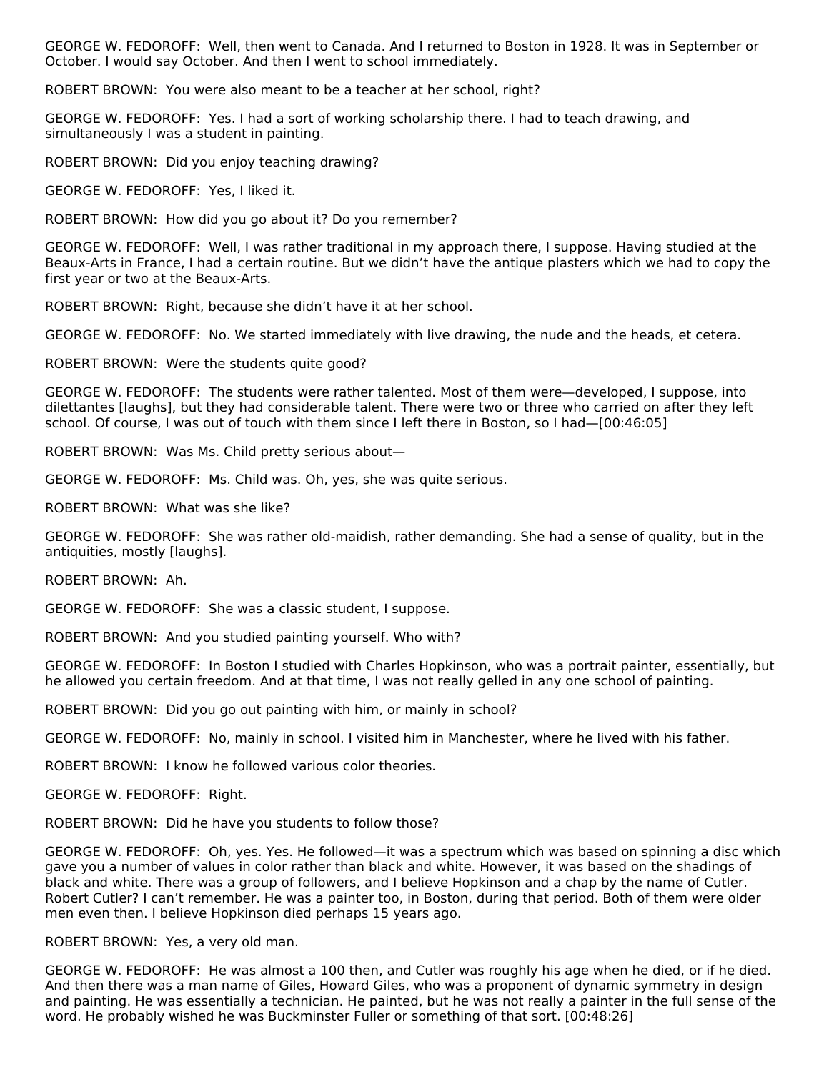GEORGE W. FEDOROFF: Well, then went to Canada. And I returned to Boston in 1928. It was in September or October. I would say October. And then I went to school immediately.

ROBERT BROWN: You were also meant to be a teacher at her school, right?

GEORGE W. FEDOROFF: Yes. I had a sort of working scholarship there. I had to teach drawing, and simultaneously I was a student in painting.

ROBERT BROWN: Did you enjoy teaching drawing?

GEORGE W. FEDOROFF: Yes, I liked it.

ROBERT BROWN: How did you go about it? Do you remember?

GEORGE W. FEDOROFF: Well, I was rather traditional in my approach there, I suppose. Having studied at the Beaux-Arts in France, I had a certain routine. But we didn't have the antique plasters which we had to copy the first year or two at the Beaux-Arts.

ROBERT BROWN: Right, because she didn't have it at her school.

GEORGE W. FEDOROFF: No. We started immediately with live drawing, the nude and the heads, et cetera.

ROBERT BROWN: Were the students quite good?

GEORGE W. FEDOROFF: The students were rather talented. Most of them were—developed, I suppose, into dilettantes [laughs], but they had considerable talent. There were two or three who carried on after they left school. Of course, I was out of touch with them since I left there in Boston, so I had—[00:46:05]

ROBERT BROWN: Was Ms. Child pretty serious about—

GEORGE W. FEDOROFF: Ms. Child was. Oh, yes, she was quite serious.

ROBERT BROWN: What was she like?

GEORGE W. FEDOROFF: She was rather old-maidish, rather demanding. She had a sense of quality, but in the antiquities, mostly [laughs].

ROBERT BROWN: Ah.

GEORGE W. FEDOROFF: She was a classic student, I suppose.

ROBERT BROWN: And you studied painting yourself. Who with?

GEORGE W. FEDOROFF: In Boston I studied with Charles Hopkinson, who was a portrait painter, essentially, but he allowed you certain freedom. And at that time, I was not really gelled in any one school of painting.

ROBERT BROWN: Did you go out painting with him, or mainly in school?

GEORGE W. FEDOROFF: No, mainly in school. I visited him in Manchester, where he lived with his father.

ROBERT BROWN: I know he followed various color theories.

GEORGE W. FEDOROFF: Right.

ROBERT BROWN: Did he have you students to follow those?

GEORGE W. FEDOROFF: Oh, yes. Yes. He followed—it was a spectrum which was based on spinning a disc which gave you a number of values in color rather than black and white. However, it was based on the shadings of black and white. There was a group of followers, and I believe Hopkinson and a chap by the name of Cutler. Robert Cutler? I can't remember. He was a painter too, in Boston, during that period. Both of them were older men even then. I believe Hopkinson died perhaps 15 years ago.

ROBERT BROWN: Yes, a very old man.

GEORGE W. FEDOROFF: He was almost a 100 then, and Cutler was roughly his age when he died, or if he died. And then there was a man name of Giles, Howard Giles, who was a proponent of dynamic symmetry in design and painting. He was essentially a technician. He painted, but he was not really a painter in the full sense of the word. He probably wished he was Buckminster Fuller or something of that sort. [00:48:26]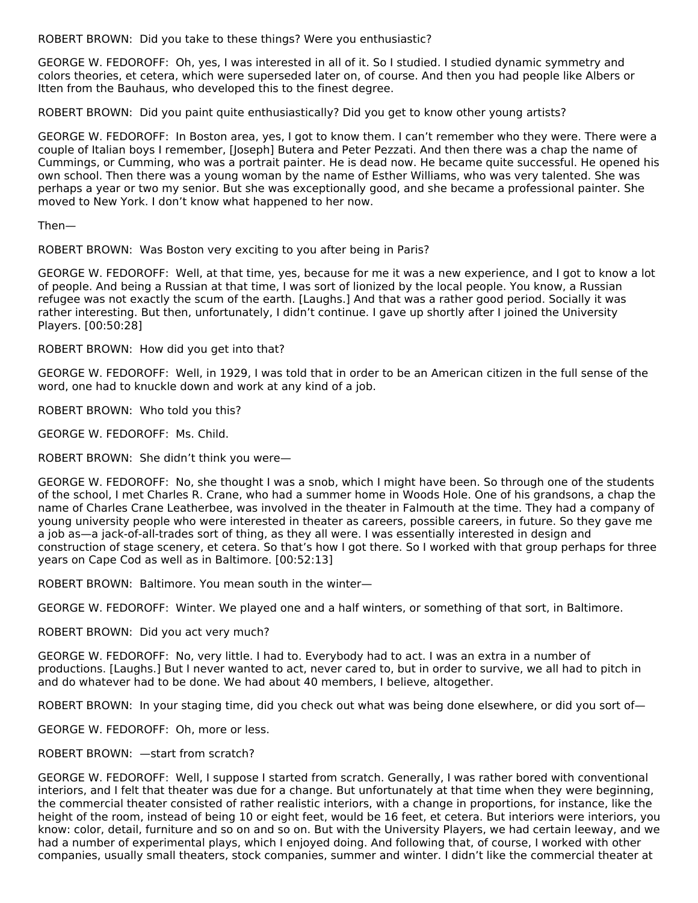ROBERT BROWN: Did you take to these things? Were you enthusiastic?

GEORGE W. FEDOROFF: Oh, yes, I was interested in all of it. So I studied. I studied dynamic symmetry and colors theories, et cetera, which were superseded later on, of course. And then you had people like Albers or Itten from the Bauhaus, who developed this to the finest degree.

ROBERT BROWN: Did you paint quite enthusiastically? Did you get to know other young artists?

GEORGE W. FEDOROFF: In Boston area, yes, I got to know them. I can't remember who they were. There were a couple of Italian boys I remember, [Joseph] Butera and Peter Pezzati. And then there was a chap the name of Cummings, or Cumming, who was a portrait painter. He is dead now. He became quite successful. He opened his own school. Then there was a young woman by the name of Esther Williams, who was very talented. She was perhaps a year or two my senior. But she was exceptionally good, and she became a professional painter. She moved to New York. I don't know what happened to her now.

Then—

ROBERT BROWN: Was Boston very exciting to you after being in Paris?

GEORGE W. FEDOROFF: Well, at that time, yes, because for me it was a new experience, and I got to know a lot of people. And being a Russian at that time, I was sort of lionized by the local people. You know, a Russian refugee was not exactly the scum of the earth. [Laughs.] And that was a rather good period. Socially it was rather interesting. But then, unfortunately, I didn't continue. I gave up shortly after I joined the University Players. [00:50:28]

ROBERT BROWN: How did you get into that?

GEORGE W. FEDOROFF: Well, in 1929, I was told that in order to be an American citizen in the full sense of the word, one had to knuckle down and work at any kind of a job.

ROBERT BROWN: Who told you this?

GEORGE W. FEDOROFF: Ms. Child.

ROBERT BROWN: She didn't think you were—

GEORGE W. FEDOROFF: No, she thought I was a snob, which I might have been. So through one of the students of the school, I met Charles R. Crane, who had a summer home in Woods Hole. One of his grandsons, a chap the name of Charles Crane Leatherbee, was involved in the theater in Falmouth at the time. They had a company of young university people who were interested in theater as careers, possible careers, in future. So they gave me a job as—a jack-of-all-trades sort of thing, as they all were. I was essentially interested in design and construction of stage scenery, et cetera. So that's how I got there. So I worked with that group perhaps for three years on Cape Cod as well as in Baltimore. [00:52:13]

ROBERT BROWN: Baltimore. You mean south in the winter—

GEORGE W. FEDOROFF: Winter. We played one and a half winters, or something of that sort, in Baltimore.

ROBERT BROWN: Did you act very much?

GEORGE W. FEDOROFF: No, very little. I had to. Everybody had to act. I was an extra in a number of productions. [Laughs.] But I never wanted to act, never cared to, but in order to survive, we all had to pitch in and do whatever had to be done. We had about 40 members, I believe, altogether.

ROBERT BROWN: In your staging time, did you check out what was being done elsewhere, or did you sort of—

GEORGE W. FEDOROFF: Oh, more or less.

ROBERT BROWN: —start from scratch?

GEORGE W. FEDOROFF: Well, I suppose I started from scratch. Generally, I was rather bored with conventional interiors, and I felt that theater was due for a change. But unfortunately at that time when they were beginning, the commercial theater consisted of rather realistic interiors, with a change in proportions, for instance, like the height of the room, instead of being 10 or eight feet, would be 16 feet, et cetera. But interiors were interiors, you know: color, detail, furniture and so on and so on. But with the University Players, we had certain leeway, and we had a number of experimental plays, which I enjoyed doing. And following that, of course, I worked with other companies, usually small theaters, stock companies, summer and winter. I didn't like the commercial theater at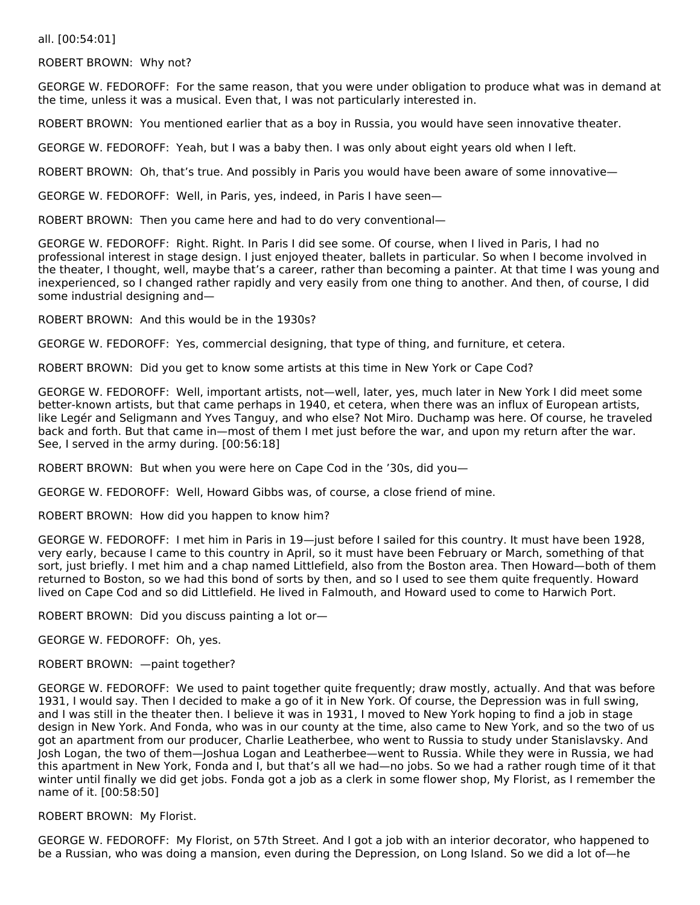all. [00:54:01]

ROBERT BROWN: Why not?

GEORGE W. FEDOROFF: For the same reason, that you were under obligation to produce what was in demand at the time, unless it was a musical. Even that, I was not particularly interested in.

ROBERT BROWN: You mentioned earlier that as a boy in Russia, you would have seen innovative theater.

GEORGE W. FEDOROFF: Yeah, but I was a baby then. I was only about eight years old when I left.

ROBERT BROWN: Oh, that's true. And possibly in Paris you would have been aware of some innovative—

GEORGE W. FEDOROFF: Well, in Paris, yes, indeed, in Paris I have seen—

ROBERT BROWN: Then you came here and had to do very conventional—

GEORGE W. FEDOROFF: Right. Right. In Paris I did see some. Of course, when I lived in Paris, I had no professional interest in stage design. I just enjoyed theater, ballets in particular. So when I become involved in the theater, I thought, well, maybe that's a career, rather than becoming a painter. At that time I was young and inexperienced, so I changed rather rapidly and very easily from one thing to another. And then, of course, I did some industrial designing and—

ROBERT BROWN: And this would be in the 1930s?

GEORGE W. FEDOROFF: Yes, commercial designing, that type of thing, and furniture, et cetera.

ROBERT BROWN: Did you get to know some artists at this time in New York or Cape Cod?

GEORGE W. FEDOROFF: Well, important artists, not—well, later, yes, much later in New York I did meet some better-known artists, but that came perhaps in 1940, et cetera, when there was an influx of European artists, like Legér and Seligmann and Yves Tanguy, and who else? Not Miro. Duchamp was here. Of course, he traveled back and forth. But that came in—most of them I met just before the war, and upon my return after the war. See, I served in the army during. [00:56:18]

ROBERT BROWN: But when you were here on Cape Cod in the '30s, did you—

GEORGE W. FEDOROFF: Well, Howard Gibbs was, of course, a close friend of mine.

ROBERT BROWN: How did you happen to know him?

GEORGE W. FEDOROFF: I met him in Paris in 19—just before I sailed for this country. It must have been 1928, very early, because I came to this country in April, so it must have been February or March, something of that sort, just briefly. I met him and a chap named Littlefield, also from the Boston area. Then Howard—both of them returned to Boston, so we had this bond of sorts by then, and so I used to see them quite frequently. Howard lived on Cape Cod and so did Littlefield. He lived in Falmouth, and Howard used to come to Harwich Port.

ROBERT BROWN: Did you discuss painting a lot or—

GEORGE W. FEDOROFF: Oh, yes.

ROBERT BROWN: —paint together?

GEORGE W. FEDOROFF: We used to paint together quite frequently; draw mostly, actually. And that was before 1931, I would say. Then I decided to make a go of it in New York. Of course, the Depression was in full swing, and I was still in the theater then. I believe it was in 1931, I moved to New York hoping to find a job in stage design in New York. And Fonda, who was in our county at the time, also came to New York, and so the two of us got an apartment from our producer, Charlie Leatherbee, who went to Russia to study under Stanislavsky. And Josh Logan, the two of them—Joshua Logan and Leatherbee—went to Russia. While they were in Russia, we had this apartment in New York, Fonda and I, but that's all we had—no jobs. So we had a rather rough time of it that winter until finally we did get jobs. Fonda got a job as a clerk in some flower shop, My Florist, as I remember the name of it. [00:58:50]

ROBERT BROWN: My Florist.

GEORGE W. FEDOROFF: My Florist, on 57th Street. And I got a job with an interior decorator, who happened to be a Russian, who was doing a mansion, even during the Depression, on Long Island. So we did a lot of—he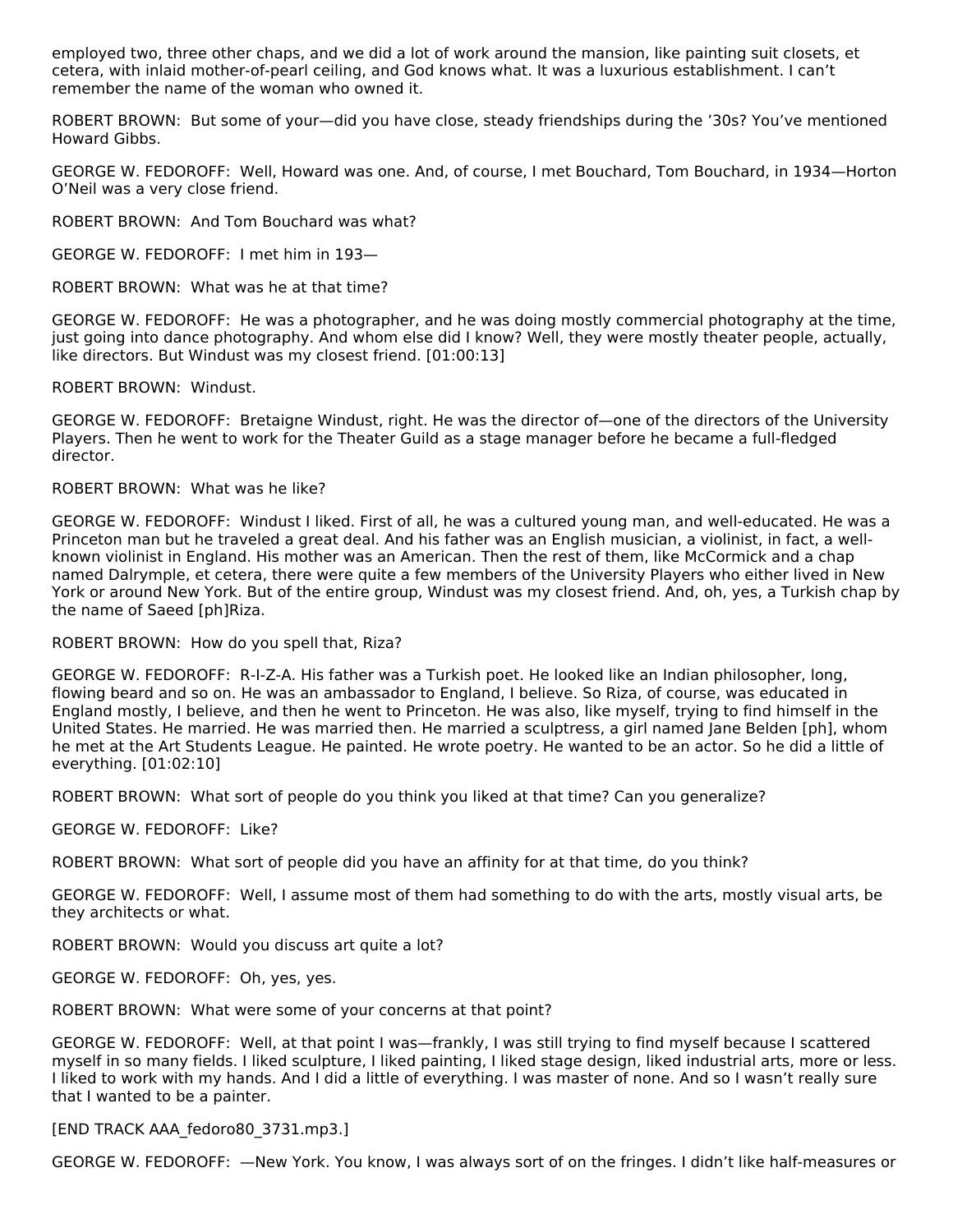employed two, three other chaps, and we did a lot of work around the mansion, like painting suit closets, et cetera, with inlaid mother-of-pearl ceiling, and God knows what. It was a luxurious establishment. I can't remember the name of the woman who owned it.

ROBERT BROWN:  But some of your—did you have close, steady friendships during the '30s? You've mentioned Howard Gibbs.

GEORGE W. FEDOROFF:  Well, Howard was one. And, of course, I met Bouchard, Tom Bouchard, in 1934—Horton O'Neil was a very close friend.

ROBERT BROWN:  And Tom Bouchard was what?

GEORGE W. FEDOROFF:  I met him in 193—

ROBERT BROWN:  What was he at that time?

GEORGE W. FEDOROFF:  He was a photographer, and he was doing mostly commercial photography at the time, just going into dance photography. And whom else did I know? Well, they were mostly theater people, actually, like directors. But Windust was my closest friend. [01:00:13]

ROBERT BROWN:  Windust.

GEORGE W. FEDOROFF:  Bretaigne Windust, right. He was the director of—one of the directors of the University Players. Then he went to work for the Theater Guild as a stage manager before he became a full-fledged director.

ROBERT BROWN:  What was he like?

GEORGE W. FEDOROFF:  Windust I liked. First of all, he was a cultured young man, and well-educated. He was a Princeton man but he traveled a great deal. And his father was an English musician, a violinist, in fact, a well-known violinist in England. His mother was an American. Then the rest of them, like McCormick and a chap named Dalrymple, et cetera, there were quite a few members of the University Players who either lived in New York or around New York. But of the entire group, Windust was my closest friend. And, oh, yes, a Turkish chap by the name of Saeed [ph]Riza.

ROBERT BROWN:  How do you spell that, Riza?

GEORGE W. FEDOROFF:  R-I-Z-A. His father was a Turkish poet. He looked like an Indian philosopher, long, flowing beard and so on. He was an ambassador to England, I believe. So Riza, of course, was educated in England mostly, I believe, and then he went to Princeton. He was also, like myself, trying to find himself in the United States. He married. He was married then. He married a sculptress, a girl named Jane Belden [ph], whom he met at the Art Students League. He painted. He wrote poetry. He wanted to be an actor. So he did a little of everything. [01:02:10]

ROBERT BROWN:  What sort of people do you think you liked at that time? Can you generalize?

GEORGE W. FEDOROFF:  Like?

ROBERT BROWN:  What sort of people did you have an affinity for at that time, do you think?

GEORGE W. FEDOROFF:  Well, I assume most of them had something to do with the arts, mostly visual arts, be they architects or what.

ROBERT BROWN:  Would you discuss art quite a lot?

GEORGE W. FEDOROFF:  Oh, yes, yes.

ROBERT BROWN:  What were some of your concerns at that point?

GEORGE W. FEDOROFF:  Well, at that point I was—frankly, I was still trying to find myself because I scattered myself in so many fields. I liked sculpture, I liked painting, I liked stage design, liked industrial arts, more or less. I liked to work with my hands. And I did a little of everything. I was master of none. And so I wasn't really sure that I wanted to be a painter.

[END TRACK AAA_fedoro80_3731.mp3.]

GEORGE W. FEDOROFF:  —New York. You know, I was always sort of on the fringes. I didn't like half-measures or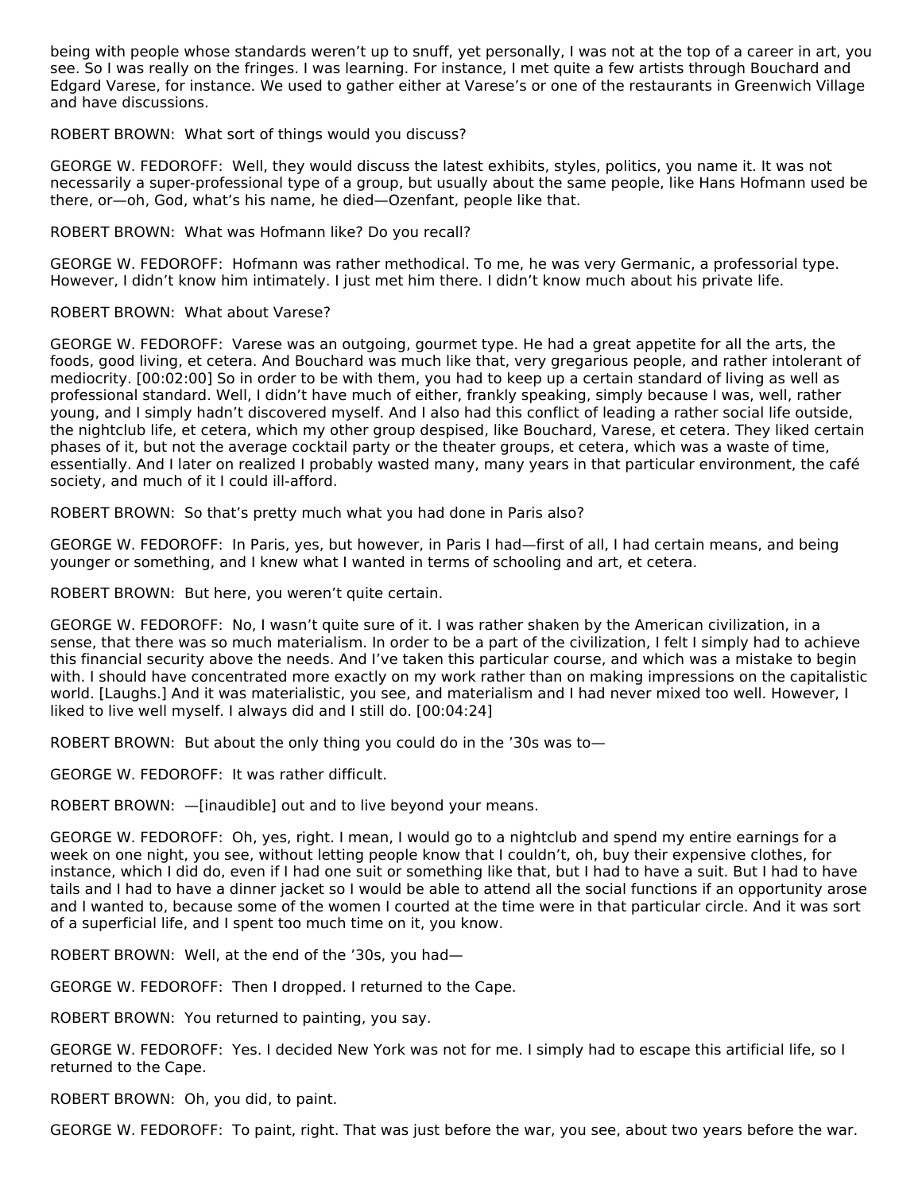being with people whose standards weren't up to snuff, yet personally, I was not at the top of a career in art, you see. So I was really on the fringes. I was learning. For instance, I met quite a few artists through Bouchard and Edgard Varese, for instance. We used to gather either at Varese's or one of the restaurants in Greenwich Village and have discussions.

ROBERT BROWN: What sort of things would you discuss?

GEORGE W. FEDOROFF: Well, they would discuss the latest exhibits, styles, politics, you name it. It was not necessarily a super-professional type of a group, but usually about the same people, like Hans Hofmann used be there, or—oh, God, what's his name, he died—Ozenfant, people like that.

ROBERT BROWN: What was Hofmann like? Do you recall?

GEORGE W. FEDOROFF: Hofmann was rather methodical. To me, he was very Germanic, a professorial type. However, I didn't know him intimately. I just met him there. I didn't know much about his private life.

ROBERT BROWN: What about Varese?

GEORGE W. FEDOROFF: Varese was an outgoing, gourmet type. He had a great appetite for all the arts, the foods, good living, et cetera. And Bouchard was much like that, very gregarious people, and rather intolerant of mediocrity. [00:02:00] So in order to be with them, you had to keep up a certain standard of living as well as professional standard. Well, I didn't have much of either, frankly speaking, simply because I was, well, rather young, and I simply hadn't discovered myself. And I also had this conflict of leading a rather social life outside, the nightclub life, et cetera, which my other group despised, like Bouchard, Varese, et cetera. They liked certain phases of it, but not the average cocktail party or the theater groups, et cetera, which was a waste of time, essentially. And I later on realized I probably wasted many, many years in that particular environment, the café society, and much of it I could ill-afford.

ROBERT BROWN: So that's pretty much what you had done in Paris also?

GEORGE W. FEDOROFF: In Paris, yes, but however, in Paris I had—first of all, I had certain means, and being younger or something, and I knew what I wanted in terms of schooling and art, et cetera.

ROBERT BROWN: But here, you weren't quite certain.

GEORGE W. FEDOROFF: No, I wasn't quite sure of it. I was rather shaken by the American civilization, in a sense, that there was so much materialism. In order to be a part of the civilization, I felt I simply had to achieve this financial security above the needs. And I've taken this particular course, and which was a mistake to begin with. I should have concentrated more exactly on my work rather than on making impressions on the capitalistic world. [Laughs.] And it was materialistic, you see, and materialism and I had never mixed too well. However, I liked to live well myself. I always did and I still do. [00:04:24]

ROBERT BROWN: But about the only thing you could do in the '30s was to—

GEORGE W. FEDOROFF: It was rather difficult.

ROBERT BROWN: —[inaudible] out and to live beyond your means.

GEORGE W. FEDOROFF: Oh, yes, right. I mean, I would go to a nightclub and spend my entire earnings for a week on one night, you see, without letting people know that I couldn't, oh, buy their expensive clothes, for instance, which I did do, even if I had one suit or something like that, but I had to have a suit. But I had to have tails and I had to have a dinner jacket so I would be able to attend all the social functions if an opportunity arose and I wanted to, because some of the women I courted at the time were in that particular circle. And it was sort of a superficial life, and I spent too much time on it, you know.

ROBERT BROWN: Well, at the end of the '30s, you had—

GEORGE W. FEDOROFF: Then I dropped. I returned to the Cape.

ROBERT BROWN: You returned to painting, you say.

GEORGE W. FEDOROFF: Yes. I decided New York was not for me. I simply had to escape this artificial life, so I returned to the Cape.

ROBERT BROWN: Oh, you did, to paint.

GEORGE W. FEDOROFF: To paint, right. That was just before the war, you see, about two years before the war.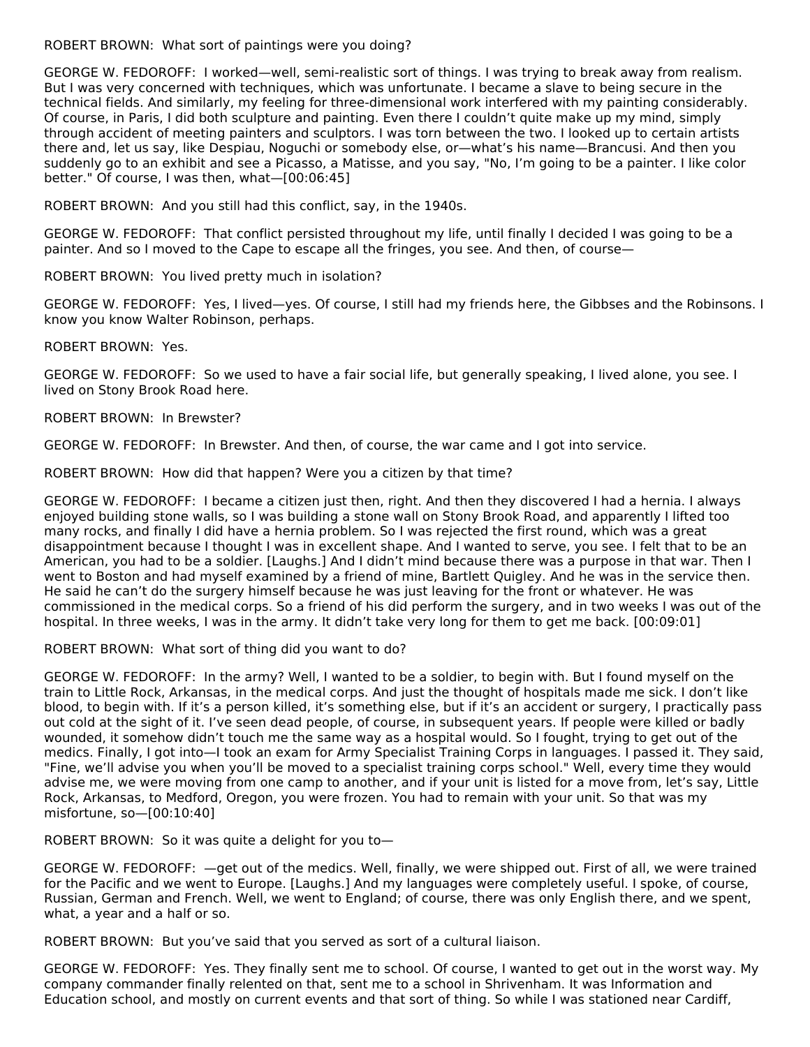ROBERT BROWN: What sort of paintings were you doing?

GEORGE W. FEDOROFF: I worked—well, semi-realistic sort of things. I was trying to break away from realism. But I was very concerned with techniques, which was unfortunate. I became a slave to being secure in the technical fields. And similarly, my feeling for three-dimensional work interfered with my painting considerably. Of course, in Paris, I did both sculpture and painting. Even there I couldn't quite make up my mind, simply through accident of meeting painters and sculptors. I was torn between the two. I looked up to certain artists there and, let us say, like Despiau, Noguchi or somebody else, or—what's his name—Brancusi. And then you suddenly go to an exhibit and see a Picasso, a Matisse, and you say, "No, I'm going to be a painter. I like color better." Of course, I was then, what—[00:06:45]

ROBERT BROWN: And you still had this conflict, say, in the 1940s.

GEORGE W. FEDOROFF: That conflict persisted throughout my life, until finally I decided I was going to be a painter. And so I moved to the Cape to escape all the fringes, you see. And then, of course—

ROBERT BROWN: You lived pretty much in isolation?

GEORGE W. FEDOROFF: Yes, I lived—yes. Of course, I still had my friends here, the Gibbses and the Robinsons. I know you know Walter Robinson, perhaps.

ROBERT BROWN: Yes.

GEORGE W. FEDOROFF: So we used to have a fair social life, but generally speaking, I lived alone, you see. I lived on Stony Brook Road here.

ROBERT BROWN: In Brewster?

GEORGE W. FEDOROFF: In Brewster. And then, of course, the war came and I got into service.

ROBERT BROWN: How did that happen? Were you a citizen by that time?

GEORGE W. FEDOROFF: I became a citizen just then, right. And then they discovered I had a hernia. I always enjoyed building stone walls, so I was building a stone wall on Stony Brook Road, and apparently I lifted too many rocks, and finally I did have a hernia problem. So I was rejected the first round, which was a great disappointment because I thought I was in excellent shape. And I wanted to serve, you see. I felt that to be an American, you had to be a soldier. [Laughs.] And I didn't mind because there was a purpose in that war. Then I went to Boston and had myself examined by a friend of mine, Bartlett Quigley. And he was in the service then. He said he can't do the surgery himself because he was just leaving for the front or whatever. He was commissioned in the medical corps. So a friend of his did perform the surgery, and in two weeks I was out of the hospital. In three weeks, I was in the army. It didn't take very long for them to get me back. [00:09:01]

ROBERT BROWN: What sort of thing did you want to do?

GEORGE W. FEDOROFF: In the army? Well, I wanted to be a soldier, to begin with. But I found myself on the train to Little Rock, Arkansas, in the medical corps. And just the thought of hospitals made me sick. I don't like blood, to begin with. If it's a person killed, it's something else, but if it's an accident or surgery, I practically pass out cold at the sight of it. I've seen dead people, of course, in subsequent years. If people were killed or badly wounded, it somehow didn't touch me the same way as a hospital would. So I fought, trying to get out of the medics. Finally, I got into—I took an exam for Army Specialist Training Corps in languages. I passed it. They said, "Fine, we'll advise you when you'll be moved to a specialist training corps school." Well, every time they would advise me, we were moving from one camp to another, and if your unit is listed for a move from, let's say, Little Rock, Arkansas, to Medford, Oregon, you were frozen. You had to remain with your unit. So that was my misfortune, so—[00:10:40]

ROBERT BROWN: So it was quite a delight for you to—

GEORGE W. FEDOROFF: —get out of the medics. Well, finally, we were shipped out. First of all, we were trained for the Pacific and we went to Europe. [Laughs.] And my languages were completely useful. I spoke, of course, Russian, German and French. Well, we went to England; of course, there was only English there, and we spent, what, a year and a half or so.

ROBERT BROWN: But you've said that you served as sort of a cultural liaison.

GEORGE W. FEDOROFF: Yes. They finally sent me to school. Of course, I wanted to get out in the worst way. My company commander finally relented on that, sent me to a school in Shrivenham. It was Information and Education school, and mostly on current events and that sort of thing. So while I was stationed near Cardiff,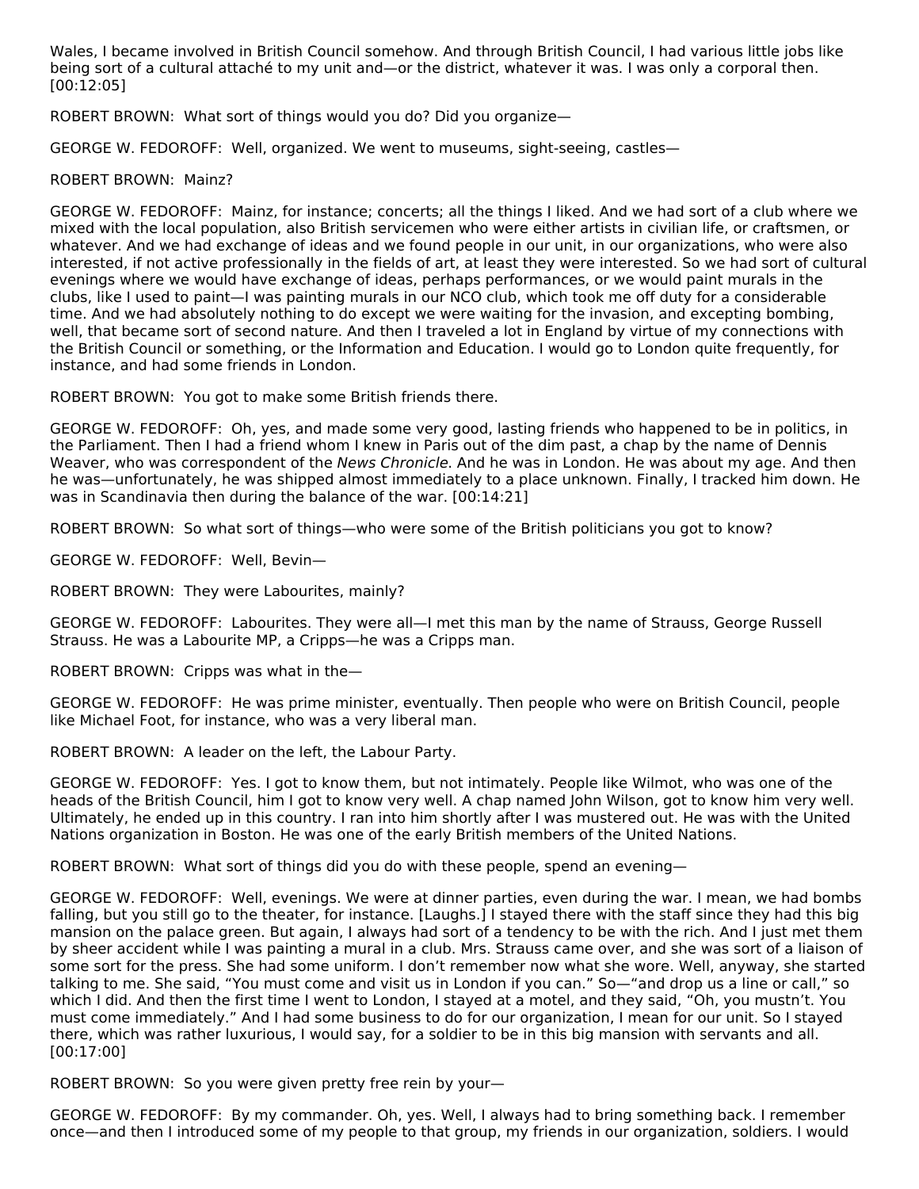Wales, I became involved in British Council somehow. And through British Council, I had various little jobs like being sort of a cultural attaché to my unit and—or the district, whatever it was. I was only a corporal then. [00:12:05]

ROBERT BROWN: What sort of things would you do? Did you organize—

GEORGE W. FEDOROFF: Well, organized. We went to museums, sight-seeing, castles—

ROBERT BROWN: Mainz?

GEORGE W. FEDOROFF: Mainz, for instance; concerts; all the things I liked. And we had sort of a club where we mixed with the local population, also British servicemen who were either artists in civilian life, or craftsmen, or whatever. And we had exchange of ideas and we found people in our unit, in our organizations, who were also interested, if not active professionally in the fields of art, at least they were interested. So we had sort of cultural evenings where we would have exchange of ideas, perhaps performances, or we would paint murals in the clubs, like I used to paint—I was painting murals in our NCO club, which took me off duty for a considerable time. And we had absolutely nothing to do except we were waiting for the invasion, and excepting bombing, well, that became sort of second nature. And then I traveled a lot in England by virtue of my connections with the British Council or something, or the Information and Education. I would go to London quite frequently, for instance, and had some friends in London.

ROBERT BROWN: You got to make some British friends there.

GEORGE W. FEDOROFF: Oh, yes, and made some very good, lasting friends who happened to be in politics, in the Parliament. Then I had a friend whom I knew in Paris out of the dim past, a chap by the name of Dennis Weaver, who was correspondent of the *News Chronicle*. And he was in London. He was about my age. And then he was—unfortunately, he was shipped almost immediately to a place unknown. Finally, I tracked him down. He was in Scandinavia then during the balance of the war. [00:14:21]

ROBERT BROWN: So what sort of things—who were some of the British politicians you got to know?

GEORGE W. FEDOROFF: Well, Bevin—

ROBERT BROWN: They were Labourites, mainly?

GEORGE W. FEDOROFF: Labourites. They were all—I met this man by the name of Strauss, George Russell Strauss. He was a Labourite MP, a Cripps—he was a Cripps man.

ROBERT BROWN: Cripps was what in the—

GEORGE W. FEDOROFF: He was prime minister, eventually. Then people who were on British Council, people like Michael Foot, for instance, who was a very liberal man.

ROBERT BROWN: A leader on the left, the Labour Party.

GEORGE W. FEDOROFF: Yes. I got to know them, but not intimately. People like Wilmot, who was one of the heads of the British Council, him I got to know very well. A chap named John Wilson, got to know him very well. Ultimately, he ended up in this country. I ran into him shortly after I was mustered out. He was with the United Nations organization in Boston. He was one of the early British members of the United Nations.

ROBERT BROWN: What sort of things did you do with these people, spend an evening—

GEORGE W. FEDOROFF: Well, evenings. We were at dinner parties, even during the war. I mean, we had bombs falling, but you still go to the theater, for instance. [Laughs.] I stayed there with the staff since they had this big mansion on the palace green. But again, I always had sort of a tendency to be with the rich. And I just met them by sheer accident while I was painting a mural in a club. Mrs. Strauss came over, and she was sort of a liaison of some sort for the press. She had some uniform. I don't remember now what she wore. Well, anyway, she started talking to me. She said, "You must come and visit us in London if you can." So—"and drop us a line or call," so which I did. And then the first time I went to London, I stayed at a motel, and they said, "Oh, you mustn't. You must come immediately." And I had some business to do for our organization, I mean for our unit. So I stayed there, which was rather luxurious, I would say, for a soldier to be in this big mansion with servants and all. [00:17:00]

ROBERT BROWN: So you were given pretty free rein by your—

GEORGE W. FEDOROFF: By my commander. Oh, yes. Well, I always had to bring something back. I remember once—and then I introduced some of my people to that group, my friends in our organization, soldiers. I would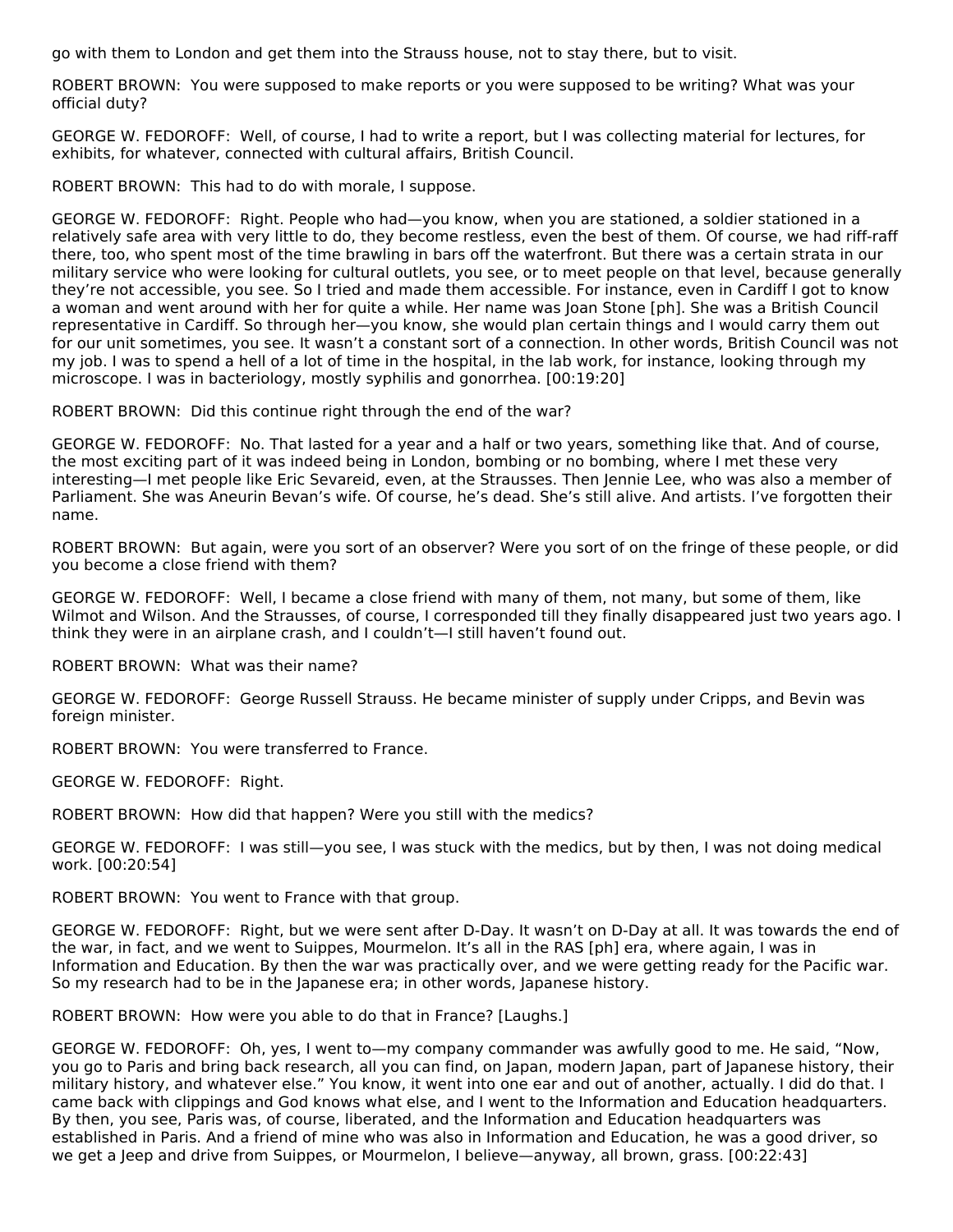go with them to London and get them into the Strauss house, not to stay there, but to visit.

ROBERT BROWN: You were supposed to make reports or you were supposed to be writing? What was your official duty?

GEORGE W. FEDOROFF: Well, of course, I had to write a report, but I was collecting material for lectures, for exhibits, for whatever, connected with cultural affairs, British Council.

ROBERT BROWN: This had to do with morale, I suppose.

GEORGE W. FEDOROFF: Right. People who had—you know, when you are stationed, a soldier stationed in a relatively safe area with very little to do, they become restless, even the best of them. Of course, we had riff-raff there, too, who spent most of the time brawling in bars off the waterfront. But there was a certain strata in our military service who were looking for cultural outlets, you see, or to meet people on that level, because generally they're not accessible, you see. So I tried and made them accessible. For instance, even in Cardiff I got to know a woman and went around with her for quite a while. Her name was Joan Stone [ph]. She was a British Council representative in Cardiff. So through her—you know, she would plan certain things and I would carry them out for our unit sometimes, you see. It wasn't a constant sort of a connection. In other words, British Council was not my job. I was to spend a hell of a lot of time in the hospital, in the lab work, for instance, looking through my microscope. I was in bacteriology, mostly syphilis and gonorrhea. [00:19:20]

ROBERT BROWN: Did this continue right through the end of the war?

GEORGE W. FEDOROFF: No. That lasted for a year and a half or two years, something like that. And of course, the most exciting part of it was indeed being in London, bombing or no bombing, where I met these very interesting—I met people like Eric Sevareid, even, at the Strausses. Then Jennie Lee, who was also a member of Parliament. She was Aneurin Bevan's wife. Of course, he's dead. She's still alive. And artists. I've forgotten their name.

ROBERT BROWN: But again, were you sort of an observer? Were you sort of on the fringe of these people, or did you become a close friend with them?

GEORGE W. FEDOROFF: Well, I became a close friend with many of them, not many, but some of them, like Wilmot and Wilson. And the Strausses, of course, I corresponded till they finally disappeared just two years ago. I think they were in an airplane crash, and I couldn't—I still haven't found out.

ROBERT BROWN: What was their name?

GEORGE W. FEDOROFF: George Russell Strauss. He became minister of supply under Cripps, and Bevin was foreign minister.

ROBERT BROWN: You were transferred to France.

GEORGE W. FEDOROFF: Right.

ROBERT BROWN: How did that happen? Were you still with the medics?

GEORGE W. FEDOROFF: I was still—you see, I was stuck with the medics, but by then, I was not doing medical work. [00:20:54]

ROBERT BROWN: You went to France with that group.

GEORGE W. FEDOROFF: Right, but we were sent after D-Day. It wasn't on D-Day at all. It was towards the end of the war, in fact, and we went to Suippes, Mourmelon. It's all in the RAS [ph] era, where again, I was in Information and Education. By then the war was practically over, and we were getting ready for the Pacific war. So my research had to be in the Japanese era; in other words, Japanese history.

ROBERT BROWN: How were you able to do that in France? [Laughs.]

GEORGE W. FEDOROFF: Oh, yes, I went to—my company commander was awfully good to me. He said, "Now, you go to Paris and bring back research, all you can find, on Japan, modern Japan, part of Japanese history, their military history, and whatever else." You know, it went into one ear and out of another, actually. I did do that. I came back with clippings and God knows what else, and I went to the Information and Education headquarters. By then, you see, Paris was, of course, liberated, and the Information and Education headquarters was established in Paris. And a friend of mine who was also in Information and Education, he was a good driver, so we get a Jeep and drive from Suippes, or Mourmelon, I believe—anyway, all brown, grass. [00:22:43]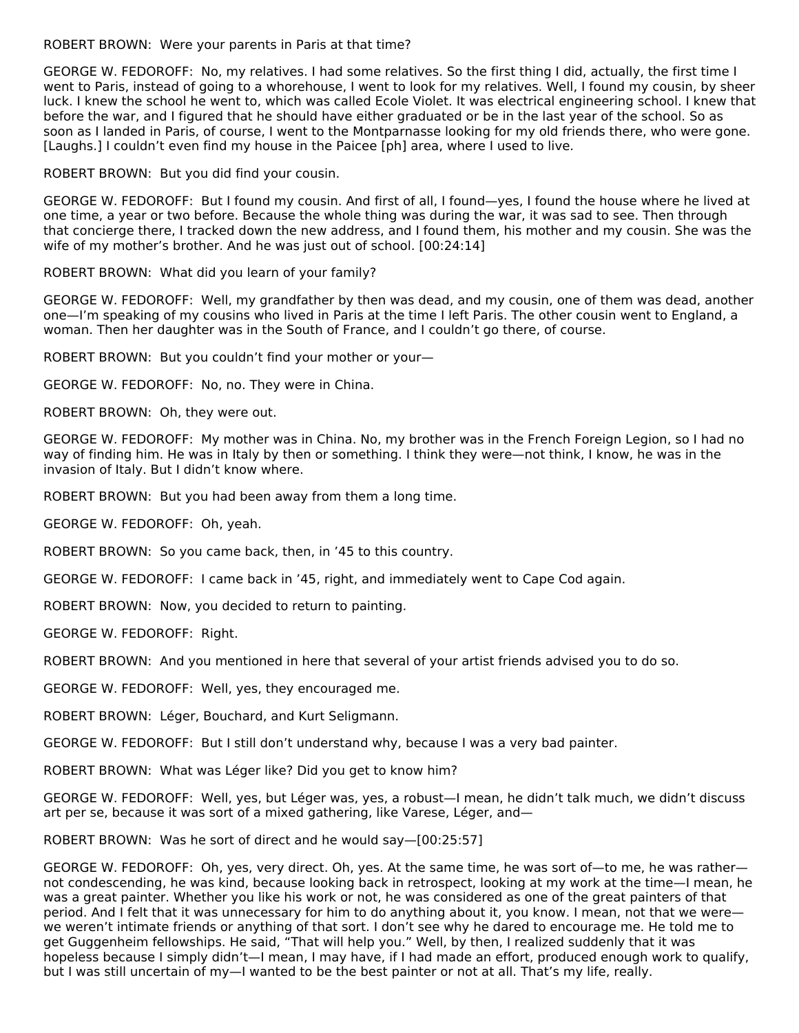ROBERT BROWN: Were your parents in Paris at that time?

GEORGE W. FEDOROFF: No, my relatives. I had some relatives. So the first thing I did, actually, the first time I went to Paris, instead of going to a whorehouse, I went to look for my relatives. Well, I found my cousin, by sheer luck. I knew the school he went to, which was called Ecole Violet. It was electrical engineering school. I knew that before the war, and I figured that he should have either graduated or be in the last year of the school. So as soon as I landed in Paris, of course, I went to the Montparnasse looking for my old friends there, who were gone. [Laughs.] I couldn't even find my house in the Paicee [ph] area, where I used to live.

ROBERT BROWN: But you did find your cousin.

GEORGE W. FEDOROFF: But I found my cousin. And first of all, I found—yes, I found the house where he lived at one time, a year or two before. Because the whole thing was during the war, it was sad to see. Then through that concierge there, I tracked down the new address, and I found them, his mother and my cousin. She was the wife of my mother's brother. And he was just out of school. [00:24:14]

ROBERT BROWN: What did you learn of your family?

GEORGE W. FEDOROFF: Well, my grandfather by then was dead, and my cousin, one of them was dead, another one—I'm speaking of my cousins who lived in Paris at the time I left Paris. The other cousin went to England, a woman. Then her daughter was in the South of France, and I couldn't go there, of course.

ROBERT BROWN: But you couldn't find your mother or your—

GEORGE W. FEDOROFF: No, no. They were in China.

ROBERT BROWN: Oh, they were out.

GEORGE W. FEDOROFF: My mother was in China. No, my brother was in the French Foreign Legion, so I had no way of finding him. He was in Italy by then or something. I think they were—not think, I know, he was in the invasion of Italy. But I didn't know where.

ROBERT BROWN: But you had been away from them a long time.

GEORGE W. FEDOROFF: Oh, yeah.

ROBERT BROWN: So you came back, then, in '45 to this country.

GEORGE W. FEDOROFF: I came back in '45, right, and immediately went to Cape Cod again.

ROBERT BROWN: Now, you decided to return to painting.

GEORGE W. FEDOROFF: Right.

ROBERT BROWN: And you mentioned in here that several of your artist friends advised you to do so.

GEORGE W. FEDOROFF: Well, yes, they encouraged me.

ROBERT BROWN: Léger, Bouchard, and Kurt Seligmann.

GEORGE W. FEDOROFF: But I still don't understand why, because I was a very bad painter.

ROBERT BROWN: What was Léger like? Did you get to know him?

GEORGE W. FEDOROFF: Well, yes, but Léger was, yes, a robust—I mean, he didn't talk much, we didn't discuss art per se, because it was sort of a mixed gathering, like Varese, Léger, and—

ROBERT BROWN: Was he sort of direct and he would say—[00:25:57]

GEORGE W. FEDOROFF: Oh, yes, very direct. Oh, yes. At the same time, he was sort of—to me, he was rather—not condescending, he was kind, because looking back in retrospect, looking at my work at the time—I mean, he was a great painter. Whether you like his work or not, he was considered as one of the great painters of that period. And I felt that it was unnecessary for him to do anything about it, you know. I mean, not that we were—we weren't intimate friends or anything of that sort. I don't see why he dared to encourage me. He told me to get Guggenheim fellowships. He said, "That will help you." Well, by then, I realized suddenly that it was hopeless because I simply didn't—I mean, I may have, if I had made an effort, produced enough work to qualify, but I was still uncertain of my—I wanted to be the best painter or not at all. That's my life, really.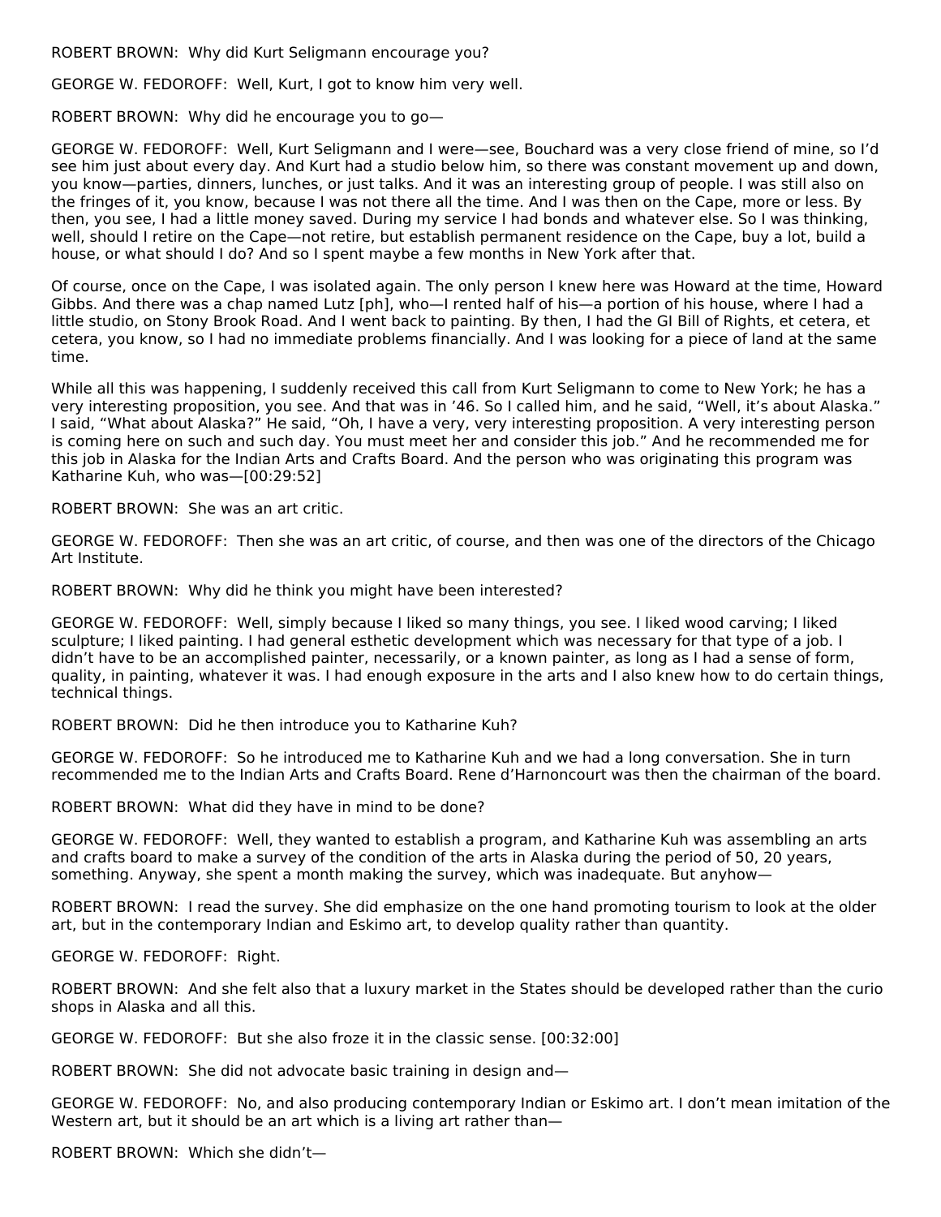ROBERT BROWN: Why did Kurt Seligmann encourage you?

GEORGE W. FEDOROFF: Well, Kurt, I got to know him very well.

ROBERT BROWN: Why did he encourage you to go—

GEORGE W. FEDOROFF: Well, Kurt Seligmann and I were—see, Bouchard was a very close friend of mine, so I'd see him just about every day. And Kurt had a studio below him, so there was constant movement up and down, you know—parties, dinners, lunches, or just talks. And it was an interesting group of people. I was still also on the fringes of it, you know, because I was not there all the time. And I was then on the Cape, more or less. By then, you see, I had a little money saved. During my service I had bonds and whatever else. So I was thinking, well, should I retire on the Cape—not retire, but establish permanent residence on the Cape, buy a lot, build a house, or what should I do? And so I spent maybe a few months in New York after that.

Of course, once on the Cape, I was isolated again. The only person I knew here was Howard at the time, Howard Gibbs. And there was a chap named Lutz [ph], who—I rented half of his—a portion of his house, where I had a little studio, on Stony Brook Road. And I went back to painting. By then, I had the GI Bill of Rights, et cetera, et cetera, you know, so I had no immediate problems financially. And I was looking for a piece of land at the same time.

While all this was happening, I suddenly received this call from Kurt Seligmann to come to New York; he has a very interesting proposition, you see. And that was in '46. So I called him, and he said, "Well, it's about Alaska." I said, "What about Alaska?" He said, "Oh, I have a very, very interesting proposition. A very interesting person is coming here on such and such day. You must meet her and consider this job." And he recommended me for this job in Alaska for the Indian Arts and Crafts Board. And the person who was originating this program was Katharine Kuh, who was—[00:29:52]

ROBERT BROWN: She was an art critic.

GEORGE W. FEDOROFF: Then she was an art critic, of course, and then was one of the directors of the Chicago Art Institute.

ROBERT BROWN: Why did he think you might have been interested?

GEORGE W. FEDOROFF: Well, simply because I liked so many things, you see. I liked wood carving; I liked sculpture; I liked painting. I had general esthetic development which was necessary for that type of a job. I didn't have to be an accomplished painter, necessarily, or a known painter, as long as I had a sense of form, quality, in painting, whatever it was. I had enough exposure in the arts and I also knew how to do certain things, technical things.

ROBERT BROWN: Did he then introduce you to Katharine Kuh?

GEORGE W. FEDOROFF: So he introduced me to Katharine Kuh and we had a long conversation. She in turn recommended me to the Indian Arts and Crafts Board. Rene d'Harnoncourt was then the chairman of the board.

ROBERT BROWN: What did they have in mind to be done?

GEORGE W. FEDOROFF: Well, they wanted to establish a program, and Katharine Kuh was assembling an arts and crafts board to make a survey of the condition of the arts in Alaska during the period of 50, 20 years, something. Anyway, she spent a month making the survey, which was inadequate. But anyhow—

ROBERT BROWN: I read the survey. She did emphasize on the one hand promoting tourism to look at the older art, but in the contemporary Indian and Eskimo art, to develop quality rather than quantity.

GEORGE W. FEDOROFF: Right.

ROBERT BROWN: And she felt also that a luxury market in the States should be developed rather than the curio shops in Alaska and all this.

GEORGE W. FEDOROFF: But she also froze it in the classic sense. [00:32:00]

ROBERT BROWN: She did not advocate basic training in design and—

GEORGE W. FEDOROFF: No, and also producing contemporary Indian or Eskimo art. I don't mean imitation of the Western art, but it should be an art which is a living art rather than—

ROBERT BROWN: Which she didn't—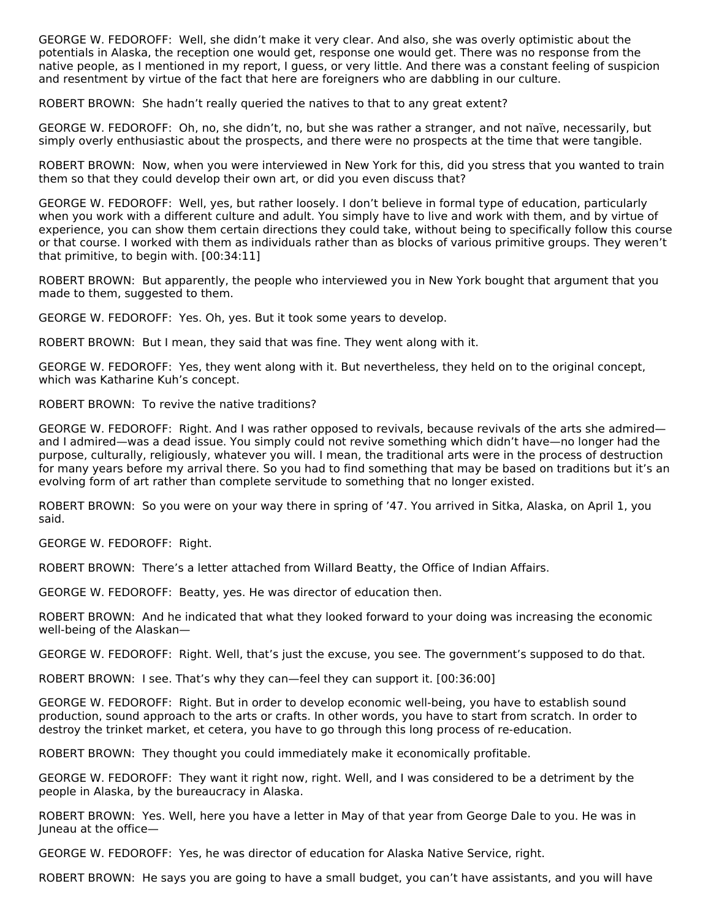GEORGE W. FEDOROFF: Well, she didn't make it very clear. And also, she was overly optimistic about the potentials in Alaska, the reception one would get, response one would get. There was no response from the native people, as I mentioned in my report, I guess, or very little. And there was a constant feeling of suspicion and resentment by virtue of the fact that here are foreigners who are dabbling in our culture.

ROBERT BROWN: She hadn't really queried the natives to that to any great extent?

GEORGE W. FEDOROFF: Oh, no, she didn't, no, but she was rather a stranger, and not naïve, necessarily, but simply overly enthusiastic about the prospects, and there were no prospects at the time that were tangible.

ROBERT BROWN: Now, when you were interviewed in New York for this, did you stress that you wanted to train them so that they could develop their own art, or did you even discuss that?

GEORGE W. FEDOROFF: Well, yes, but rather loosely. I don't believe in formal type of education, particularly when you work with a different culture and adult. You simply have to live and work with them, and by virtue of experience, you can show them certain directions they could take, without being to specifically follow this course or that course. I worked with them as individuals rather than as blocks of various primitive groups. They weren't that primitive, to begin with. [00:34:11]

ROBERT BROWN: But apparently, the people who interviewed you in New York bought that argument that you made to them, suggested to them.

GEORGE W. FEDOROFF: Yes. Oh, yes. But it took some years to develop.

ROBERT BROWN: But I mean, they said that was fine. They went along with it.

GEORGE W. FEDOROFF: Yes, they went along with it. But nevertheless, they held on to the original concept, which was Katharine Kuh's concept.

ROBERT BROWN: To revive the native traditions?

GEORGE W. FEDOROFF: Right. And I was rather opposed to revivals, because revivals of the arts she admired—and I admired—was a dead issue. You simply could not revive something which didn't have—no longer had the purpose, culturally, religiously, whatever you will. I mean, the traditional arts were in the process of destruction for many years before my arrival there. So you had to find something that may be based on traditions but it's an evolving form of art rather than complete servitude to something that no longer existed.

ROBERT BROWN: So you were on your way there in spring of '47. You arrived in Sitka, Alaska, on April 1, you said.

GEORGE W. FEDOROFF: Right.

ROBERT BROWN: There's a letter attached from Willard Beatty, the Office of Indian Affairs.

GEORGE W. FEDOROFF: Beatty, yes. He was director of education then.

ROBERT BROWN: And he indicated that what they looked forward to your doing was increasing the economic well-being of the Alaskan—

GEORGE W. FEDOROFF: Right. Well, that's just the excuse, you see. The government's supposed to do that.

ROBERT BROWN: I see. That's why they can—feel they can support it. [00:36:00]

GEORGE W. FEDOROFF: Right. But in order to develop economic well-being, you have to establish sound production, sound approach to the arts or crafts. In other words, you have to start from scratch. In order to destroy the trinket market, et cetera, you have to go through this long process of re-education.

ROBERT BROWN: They thought you could immediately make it economically profitable.

GEORGE W. FEDOROFF: They want it right now, right. Well, and I was considered to be a detriment by the people in Alaska, by the bureaucracy in Alaska.

ROBERT BROWN: Yes. Well, here you have a letter in May of that year from George Dale to you. He was in Juneau at the office—

GEORGE W. FEDOROFF: Yes, he was director of education for Alaska Native Service, right.

ROBERT BROWN: He says you are going to have a small budget, you can't have assistants, and you will have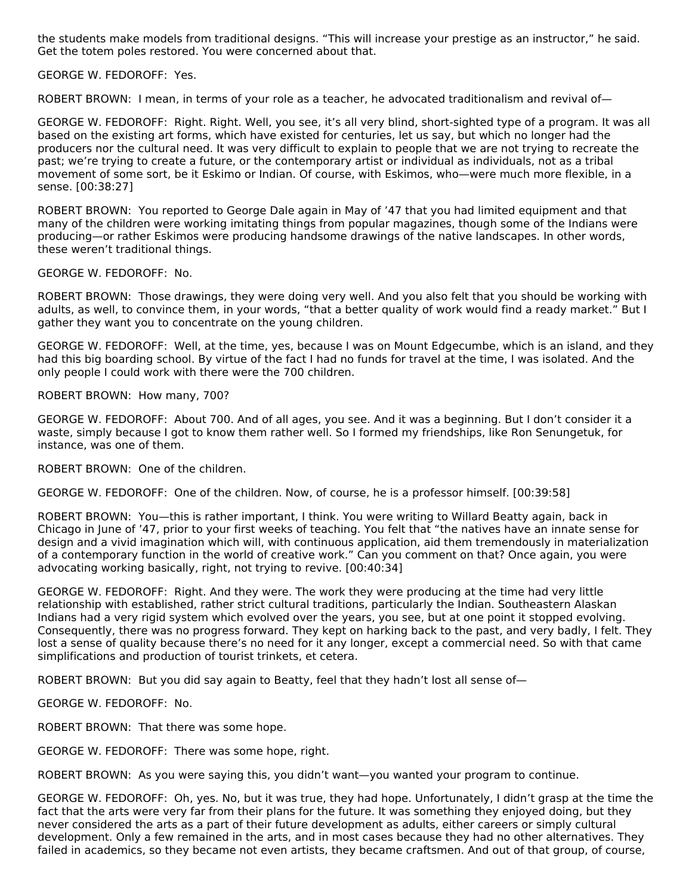the students make models from traditional designs. "This will increase your prestige as an instructor," he said. Get the totem poles restored. You were concerned about that.

GEORGE W. FEDOROFF: Yes.

ROBERT BROWN: I mean, in terms of your role as a teacher, he advocated traditionalism and revival of—

GEORGE W. FEDOROFF: Right. Right. Well, you see, it's all very blind, short-sighted type of a program. It was all based on the existing art forms, which have existed for centuries, let us say, but which no longer had the producers nor the cultural need. It was very difficult to explain to people that we are not trying to recreate the past; we're trying to create a future, or the contemporary artist or individual as individuals, not as a tribal movement of some sort, be it Eskimo or Indian. Of course, with Eskimos, who—were much more flexible, in a sense. [00:38:27]

ROBERT BROWN: You reported to George Dale again in May of '47 that you had limited equipment and that many of the children were working imitating things from popular magazines, though some of the Indians were producing—or rather Eskimos were producing handsome drawings of the native landscapes. In other words, these weren't traditional things.

GEORGE W. FEDOROFF: No.

ROBERT BROWN: Those drawings, they were doing very well. And you also felt that you should be working with adults, as well, to convince them, in your words, "that a better quality of work would find a ready market." But I gather they want you to concentrate on the young children.

GEORGE W. FEDOROFF: Well, at the time, yes, because I was on Mount Edgecumbe, which is an island, and they had this big boarding school. By virtue of the fact I had no funds for travel at the time, I was isolated. And the only people I could work with there were the 700 children.

ROBERT BROWN: How many, 700?

GEORGE W. FEDOROFF: About 700. And of all ages, you see. And it was a beginning. But I don't consider it a waste, simply because I got to know them rather well. So I formed my friendships, like Ron Senungetuk, for instance, was one of them.

ROBERT BROWN: One of the children.

GEORGE W. FEDOROFF: One of the children. Now, of course, he is a professor himself. [00:39:58]

ROBERT BROWN: You—this is rather important, I think. You were writing to Willard Beatty again, back in Chicago in June of '47, prior to your first weeks of teaching. You felt that "the natives have an innate sense for design and a vivid imagination which will, with continuous application, aid them tremendously in materialization of a contemporary function in the world of creative work." Can you comment on that? Once again, you were advocating working basically, right, not trying to revive. [00:40:34]

GEORGE W. FEDOROFF: Right. And they were. The work they were producing at the time had very little relationship with established, rather strict cultural traditions, particularly the Indian. Southeastern Alaskan Indians had a very rigid system which evolved over the years, you see, but at one point it stopped evolving. Consequently, there was no progress forward. They kept on harking back to the past, and very badly, I felt. They lost a sense of quality because there's no need for it any longer, except a commercial need. So with that came simplifications and production of tourist trinkets, et cetera.

ROBERT BROWN: But you did say again to Beatty, feel that they hadn't lost all sense of—

GEORGE W. FEDOROFF: No.

ROBERT BROWN: That there was some hope.

GEORGE W. FEDOROFF: There was some hope, right.

ROBERT BROWN: As you were saying this, you didn't want—you wanted your program to continue.

GEORGE W. FEDOROFF: Oh, yes. No, but it was true, they had hope. Unfortunately, I didn't grasp at the time the fact that the arts were very far from their plans for the future. It was something they enjoyed doing, but they never considered the arts as a part of their future development as adults, either careers or simply cultural development. Only a few remained in the arts, and in most cases because they had no other alternatives. They failed in academics, so they became not even artists, they became craftsmen. And out of that group, of course,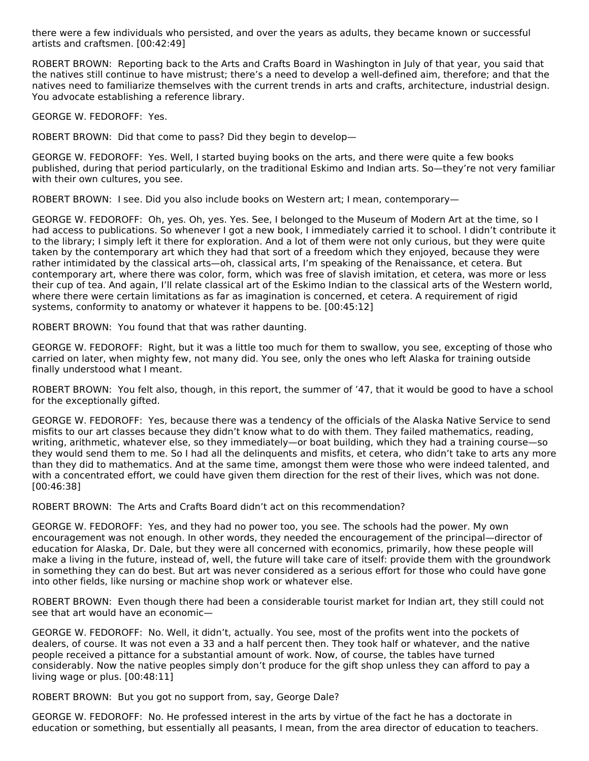there were a few individuals who persisted, and over the years as adults, they became known or successful artists and craftsmen. [00:42:49]

ROBERT BROWN: Reporting back to the Arts and Crafts Board in Washington in July of that year, you said that the natives still continue to have mistrust; there's a need to develop a well-defined aim, therefore; and that the natives need to familiarize themselves with the current trends in arts and crafts, architecture, industrial design. You advocate establishing a reference library.

GEORGE W. FEDOROFF: Yes.

ROBERT BROWN: Did that come to pass? Did they begin to develop—

GEORGE W. FEDOROFF: Yes. Well, I started buying books on the arts, and there were quite a few books published, during that period particularly, on the traditional Eskimo and Indian arts. So—they're not very familiar with their own cultures, you see.

ROBERT BROWN: I see. Did you also include books on Western art; I mean, contemporary—

GEORGE W. FEDOROFF: Oh, yes. Oh, yes. Yes. See, I belonged to the Museum of Modern Art at the time, so I had access to publications. So whenever I got a new book, I immediately carried it to school. I didn't contribute it to the library; I simply left it there for exploration. And a lot of them were not only curious, but they were quite taken by the contemporary art which they had that sort of a freedom which they enjoyed, because they were rather intimidated by the classical arts—oh, classical arts, I'm speaking of the Renaissance, et cetera. But contemporary art, where there was color, form, which was free of slavish imitation, et cetera, was more or less their cup of tea. And again, I'll relate classical art of the Eskimo Indian to the classical arts of the Western world, where there were certain limitations as far as imagination is concerned, et cetera. A requirement of rigid systems, conformity to anatomy or whatever it happens to be. [00:45:12]

ROBERT BROWN: You found that that was rather daunting.

GEORGE W. FEDOROFF: Right, but it was a little too much for them to swallow, you see, excepting of those who carried on later, when mighty few, not many did. You see, only the ones who left Alaska for training outside finally understood what I meant.

ROBERT BROWN: You felt also, though, in this report, the summer of '47, that it would be good to have a school for the exceptionally gifted.

GEORGE W. FEDOROFF: Yes, because there was a tendency of the officials of the Alaska Native Service to send misfits to our art classes because they didn't know what to do with them. They failed mathematics, reading, writing, arithmetic, whatever else, so they immediately—or boat building, which they had a training course—so they would send them to me. So I had all the delinquents and misfits, et cetera, who didn't take to arts any more than they did to mathematics. And at the same time, amongst them were those who were indeed talented, and with a concentrated effort, we could have given them direction for the rest of their lives, which was not done. [00:46:38]

ROBERT BROWN: The Arts and Crafts Board didn't act on this recommendation?

GEORGE W. FEDOROFF: Yes, and they had no power too, you see. The schools had the power. My own encouragement was not enough. In other words, they needed the encouragement of the principal—director of education for Alaska, Dr. Dale, but they were all concerned with economics, primarily, how these people will make a living in the future, instead of, well, the future will take care of itself: provide them with the groundwork in something they can do best. But art was never considered as a serious effort for those who could have gone into other fields, like nursing or machine shop work or whatever else.

ROBERT BROWN: Even though there had been a considerable tourist market for Indian art, they still could not see that art would have an economic—

GEORGE W. FEDOROFF: No. Well, it didn't, actually. You see, most of the profits went into the pockets of dealers, of course. It was not even a 33 and a half percent then. They took half or whatever, and the native people received a pittance for a substantial amount of work. Now, of course, the tables have turned considerably. Now the native peoples simply don't produce for the gift shop unless they can afford to pay a living wage or plus. [00:48:11]

ROBERT BROWN: But you got no support from, say, George Dale?

GEORGE W. FEDOROFF: No. He professed interest in the arts by virtue of the fact he has a doctorate in education or something, but essentially all peasants, I mean, from the area director of education to teachers.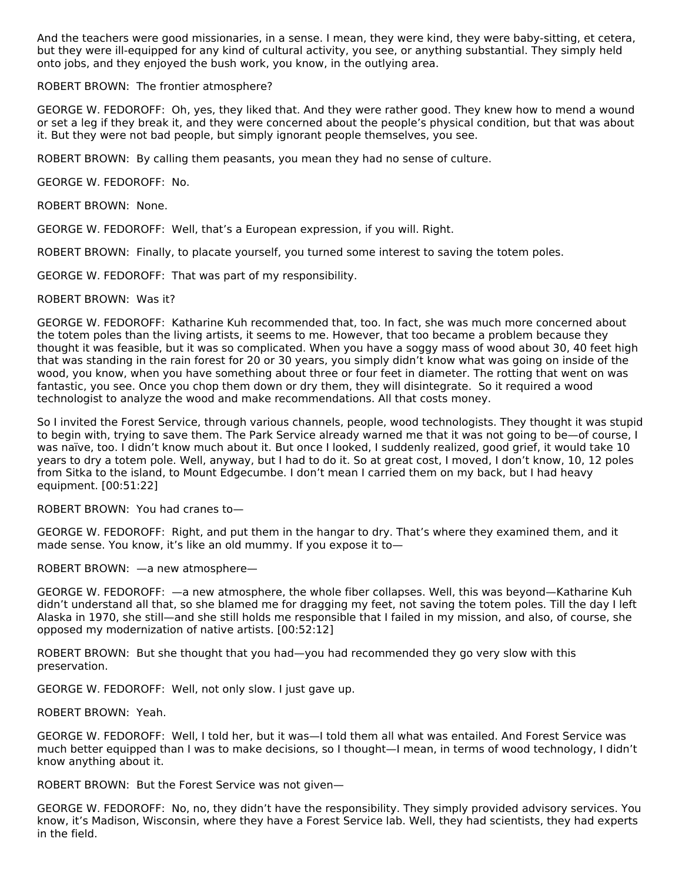And the teachers were good missionaries, in a sense. I mean, they were kind, they were baby-sitting, et cetera, but they were ill-equipped for any kind of cultural activity, you see, or anything substantial. They simply held onto jobs, and they enjoyed the bush work, you know, in the outlying area.

ROBERT BROWN: The frontier atmosphere?

GEORGE W. FEDOROFF: Oh, yes, they liked that. And they were rather good. They knew how to mend a wound or set a leg if they break it, and they were concerned about the people's physical condition, but that was about it. But they were not bad people, but simply ignorant people themselves, you see.

ROBERT BROWN: By calling them peasants, you mean they had no sense of culture.

GEORGE W. FEDOROFF: No.

ROBERT BROWN: None.

GEORGE W. FEDOROFF: Well, that's a European expression, if you will. Right.

ROBERT BROWN: Finally, to placate yourself, you turned some interest to saving the totem poles.

GEORGE W. FEDOROFF: That was part of my responsibility.

ROBERT BROWN: Was it?

GEORGE W. FEDOROFF: Katharine Kuh recommended that, too. In fact, she was much more concerned about the totem poles than the living artists, it seems to me. However, that too became a problem because they thought it was feasible, but it was so complicated. When you have a soggy mass of wood about 30, 40 feet high that was standing in the rain forest for 20 or 30 years, you simply didn't know what was going on inside of the wood, you know, when you have something about three or four feet in diameter. The rotting that went on was fantastic, you see. Once you chop them down or dry them, they will disintegrate. So it required a wood technologist to analyze the wood and make recommendations. All that costs money.

So I invited the Forest Service, through various channels, people, wood technologists. They thought it was stupid to begin with, trying to save them. The Park Service already warned me that it was not going to be—of course, I was naïve, too. I didn't know much about it. But once I looked, I suddenly realized, good grief, it would take 10 years to dry a totem pole. Well, anyway, but I had to do it. So at great cost, I moved, I don't know, 10, 12 poles from Sitka to the island, to Mount Edgecumbe. I don't mean I carried them on my back, but I had heavy equipment. [00:51:22]

ROBERT BROWN: You had cranes to—

GEORGE W. FEDOROFF: Right, and put them in the hangar to dry. That's where they examined them, and it made sense. You know, it's like an old mummy. If you expose it to—

ROBERT BROWN: —a new atmosphere—

GEORGE W. FEDOROFF: —a new atmosphere, the whole fiber collapses. Well, this was beyond—Katharine Kuh didn't understand all that, so she blamed me for dragging my feet, not saving the totem poles. Till the day I left Alaska in 1970, she still—and she still holds me responsible that I failed in my mission, and also, of course, she opposed my modernization of native artists. [00:52:12]

ROBERT BROWN: But she thought that you had—you had recommended they go very slow with this preservation.

GEORGE W. FEDOROFF: Well, not only slow. I just gave up.

ROBERT BROWN: Yeah.

GEORGE W. FEDOROFF: Well, I told her, but it was—I told them all what was entailed. And Forest Service was much better equipped than I was to make decisions, so I thought—I mean, in terms of wood technology, I didn't know anything about it.

ROBERT BROWN: But the Forest Service was not given—

GEORGE W. FEDOROFF: No, no, they didn't have the responsibility. They simply provided advisory services. You know, it's Madison, Wisconsin, where they have a Forest Service lab. Well, they had scientists, they had experts in the field.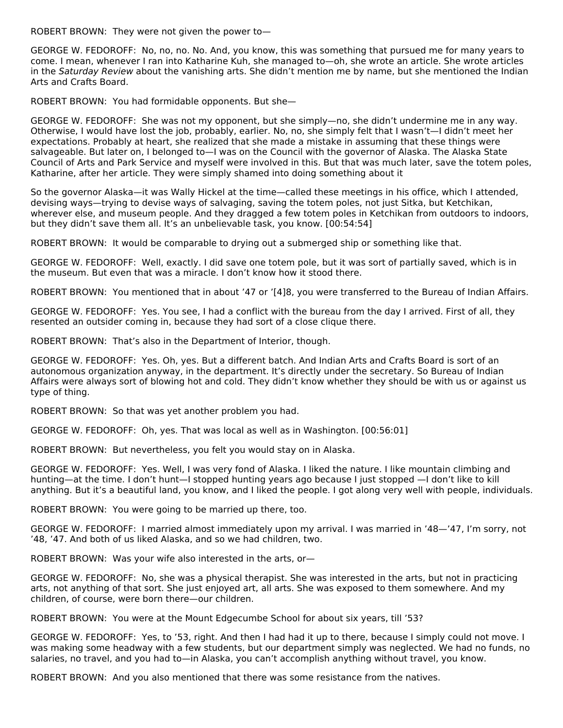ROBERT BROWN: They were not given the power to—

GEORGE W. FEDOROFF: No, no, no. No. And, you know, this was something that pursued me for many years to come. I mean, whenever I ran into Katharine Kuh, she managed to—oh, she wrote an article. She wrote articles in the *Saturday Review* about the vanishing arts. She didn't mention me by name, but she mentioned the Indian Arts and Crafts Board.

ROBERT BROWN: You had formidable opponents. But she—

GEORGE W. FEDOROFF: She was not my opponent, but she simply—no, she didn't undermine me in any way. Otherwise, I would have lost the job, probably, earlier. No, no, she simply felt that I wasn't—I didn't meet her expectations. Probably at heart, she realized that she made a mistake in assuming that these things were salvageable. But later on, I belonged to—I was on the Council with the governor of Alaska. The Alaska State Council of Arts and Park Service and myself were involved in this. But that was much later, save the totem poles, Katharine, after her article. They were simply shamed into doing something about it

So the governor Alaska—it was Wally Hickel at the time—called these meetings in his office, which I attended, devising ways—trying to devise ways of salvaging, saving the totem poles, not just Sitka, but Ketchikan, wherever else, and museum people. And they dragged a few totem poles in Ketchikan from outdoors to indoors, but they didn't save them all. It's an unbelievable task, you know. [00:54:54]

ROBERT BROWN: It would be comparable to drying out a submerged ship or something like that.

GEORGE W. FEDOROFF: Well, exactly. I did save one totem pole, but it was sort of partially saved, which is in the museum. But even that was a miracle. I don't know how it stood there.

ROBERT BROWN: You mentioned that in about '47 or '[4]8, you were transferred to the Bureau of Indian Affairs.

GEORGE W. FEDOROFF: Yes. You see, I had a conflict with the bureau from the day I arrived. First of all, they resented an outsider coming in, because they had sort of a close clique there.

ROBERT BROWN: That's also in the Department of Interior, though.

GEORGE W. FEDOROFF: Yes. Oh, yes. But a different batch. And Indian Arts and Crafts Board is sort of an autonomous organization anyway, in the department. It's directly under the secretary. So Bureau of Indian Affairs were always sort of blowing hot and cold. They didn't know whether they should be with us or against us type of thing.

ROBERT BROWN: So that was yet another problem you had.

GEORGE W. FEDOROFF: Oh, yes. That was local as well as in Washington. [00:56:01]

ROBERT BROWN: But nevertheless, you felt you would stay on in Alaska.

GEORGE W. FEDOROFF: Yes. Well, I was very fond of Alaska. I liked the nature. I like mountain climbing and hunting—at the time. I don't hunt—I stopped hunting years ago because I just stopped —I don't like to kill anything. But it's a beautiful land, you know, and I liked the people. I got along very well with people, individuals.

ROBERT BROWN: You were going to be married up there, too.

GEORGE W. FEDOROFF: I married almost immediately upon my arrival. I was married in '48—'47, I'm sorry, not '48, '47. And both of us liked Alaska, and so we had children, two.

ROBERT BROWN: Was your wife also interested in the arts, or—

GEORGE W. FEDOROFF: No, she was a physical therapist. She was interested in the arts, but not in practicing arts, not anything of that sort. She just enjoyed art, all arts. She was exposed to them somewhere. And my children, of course, were born there—our children.

ROBERT BROWN: You were at the Mount Edgecumbe School for about six years, till '53?

GEORGE W. FEDOROFF: Yes, to '53, right. And then I had had it up to there, because I simply could not move. I was making some headway with a few students, but our department simply was neglected. We had no funds, no salaries, no travel, and you had to—in Alaska, you can't accomplish anything without travel, you know.

ROBERT BROWN: And you also mentioned that there was some resistance from the natives.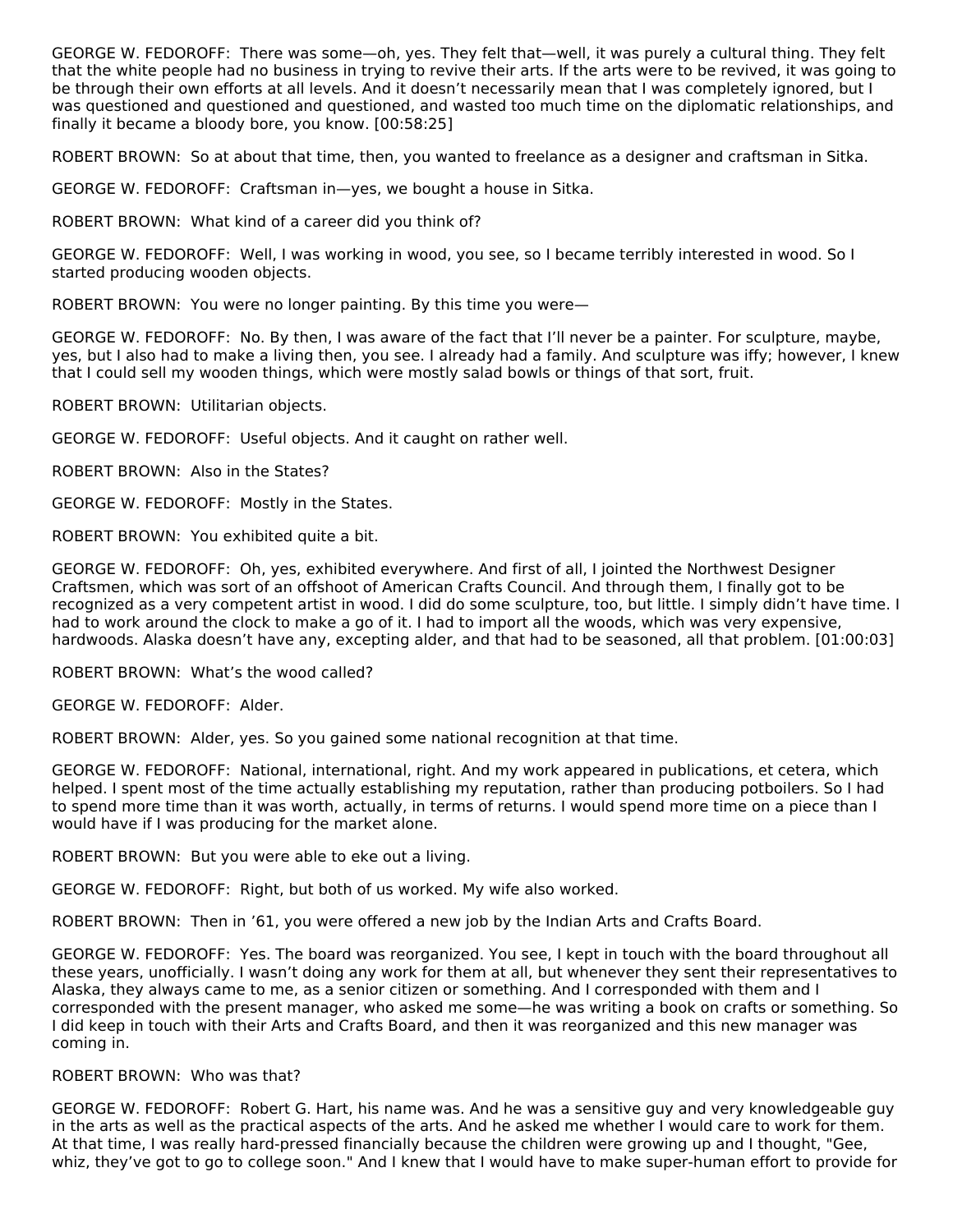GEORGE W. FEDOROFF: There was some—oh, yes. They felt that—well, it was purely a cultural thing. They felt that the white people had no business in trying to revive their arts. If the arts were to be revived, it was going to be through their own efforts at all levels. And it doesn't necessarily mean that I was completely ignored, but I was questioned and questioned and questioned, and wasted too much time on the diplomatic relationships, and finally it became a bloody bore, you know. [00:58:25]

ROBERT BROWN: So at about that time, then, you wanted to freelance as a designer and craftsman in Sitka.

GEORGE W. FEDOROFF: Craftsman in—yes, we bought a house in Sitka.

ROBERT BROWN: What kind of a career did you think of?

GEORGE W. FEDOROFF: Well, I was working in wood, you see, so I became terribly interested in wood. So I started producing wooden objects.

ROBERT BROWN: You were no longer painting. By this time you were—

GEORGE W. FEDOROFF: No. By then, I was aware of the fact that I'll never be a painter. For sculpture, maybe, yes, but I also had to make a living then, you see. I already had a family. And sculpture was iffy; however, I knew that I could sell my wooden things, which were mostly salad bowls or things of that sort, fruit.

ROBERT BROWN: Utilitarian objects.

GEORGE W. FEDOROFF: Useful objects. And it caught on rather well.

ROBERT BROWN: Also in the States?

GEORGE W. FEDOROFF: Mostly in the States.

ROBERT BROWN: You exhibited quite a bit.

GEORGE W. FEDOROFF: Oh, yes, exhibited everywhere. And first of all, I jointed the Northwest Designer Craftsmen, which was sort of an offshoot of American Crafts Council. And through them, I finally got to be recognized as a very competent artist in wood. I did do some sculpture, too, but little. I simply didn't have time. I had to work around the clock to make a go of it. I had to import all the woods, which was very expensive, hardwoods. Alaska doesn't have any, excepting alder, and that had to be seasoned, all that problem. [01:00:03]

ROBERT BROWN: What's the wood called?

GEORGE W. FEDOROFF: Alder.

ROBERT BROWN: Alder, yes. So you gained some national recognition at that time.

GEORGE W. FEDOROFF: National, international, right. And my work appeared in publications, et cetera, which helped. I spent most of the time actually establishing my reputation, rather than producing potboilers. So I had to spend more time than it was worth, actually, in terms of returns. I would spend more time on a piece than I would have if I was producing for the market alone.

ROBERT BROWN: But you were able to eke out a living.

GEORGE W. FEDOROFF: Right, but both of us worked. My wife also worked.

ROBERT BROWN: Then in '61, you were offered a new job by the Indian Arts and Crafts Board.

GEORGE W. FEDOROFF: Yes. The board was reorganized. You see, I kept in touch with the board throughout all these years, unofficially. I wasn't doing any work for them at all, but whenever they sent their representatives to Alaska, they always came to me, as a senior citizen or something. And I corresponded with them and I corresponded with the present manager, who asked me some—he was writing a book on crafts or something. So I did keep in touch with their Arts and Crafts Board, and then it was reorganized and this new manager was coming in.

ROBERT BROWN: Who was that?

GEORGE W. FEDOROFF: Robert G. Hart, his name was. And he was a sensitive guy and very knowledgeable guy in the arts as well as the practical aspects of the arts. And he asked me whether I would care to work for them. At that time, I was really hard-pressed financially because the children were growing up and I thought, "Gee, whiz, they've got to go to college soon." And I knew that I would have to make super-human effort to provide for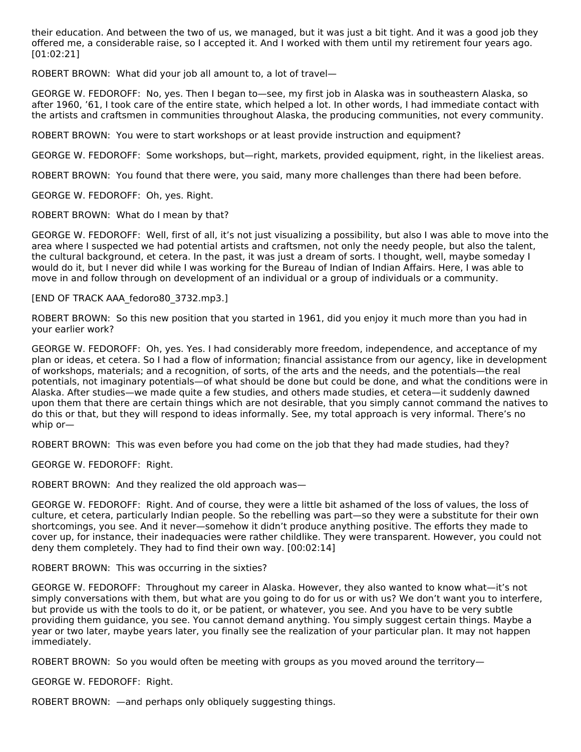their education. And between the two of us, we managed, but it was just a bit tight. And it was a good job they offered me, a considerable raise, so I accepted it. And I worked with them until my retirement four years ago. [01:02:21]

ROBERT BROWN: What did your job all amount to, a lot of travel—

GEORGE W. FEDOROFF: No, yes. Then I began to—see, my first job in Alaska was in southeastern Alaska, so after 1960, '61, I took care of the entire state, which helped a lot. In other words, I had immediate contact with the artists and craftsmen in communities throughout Alaska, the producing communities, not every community.

ROBERT BROWN: You were to start workshops or at least provide instruction and equipment?

GEORGE W. FEDOROFF: Some workshops, but—right, markets, provided equipment, right, in the likeliest areas.

ROBERT BROWN: You found that there were, you said, many more challenges than there had been before.

GEORGE W. FEDOROFF: Oh, yes. Right.

ROBERT BROWN: What do I mean by that?

GEORGE W. FEDOROFF: Well, first of all, it's not just visualizing a possibility, but also I was able to move into the area where I suspected we had potential artists and craftsmen, not only the needy people, but also the talent, the cultural background, et cetera. In the past, it was just a dream of sorts. I thought, well, maybe someday I would do it, but I never did while I was working for the Bureau of Indian of Indian Affairs. Here, I was able to move in and follow through on development of an individual or a group of individuals or a community.

[END OF TRACK AAA_fedoro80_3732.mp3.]

ROBERT BROWN: So this new position that you started in 1961, did you enjoy it much more than you had in your earlier work?

GEORGE W. FEDOROFF: Oh, yes. Yes. I had considerably more freedom, independence, and acceptance of my plan or ideas, et cetera. So I had a flow of information; financial assistance from our agency, like in development of workshops, materials; and a recognition, of sorts, of the arts and the needs, and the potentials—the real potentials, not imaginary potentials—of what should be done but could be done, and what the conditions were in Alaska. After studies—we made quite a few studies, and others made studies, et cetera—it suddenly dawned upon them that there are certain things which are not desirable, that you simply cannot command the natives to do this or that, but they will respond to ideas informally. See, my total approach is very informal. There's no whip or—

ROBERT BROWN: This was even before you had come on the job that they had made studies, had they?

GEORGE W. FEDOROFF: Right.

ROBERT BROWN: And they realized the old approach was—

GEORGE W. FEDOROFF: Right. And of course, they were a little bit ashamed of the loss of values, the loss of culture, et cetera, particularly Indian people. So the rebelling was part—so they were a substitute for their own shortcomings, you see. And it never—somehow it didn't produce anything positive. The efforts they made to cover up, for instance, their inadequacies were rather childlike. They were transparent. However, you could not deny them completely. They had to find their own way. [00:02:14]

ROBERT BROWN: This was occurring in the sixties?

GEORGE W. FEDOROFF: Throughout my career in Alaska. However, they also wanted to know what—it's not simply conversations with them, but what are you going to do for us or with us? We don't want you to interfere, but provide us with the tools to do it, or be patient, or whatever, you see. And you have to be very subtle providing them guidance, you see. You cannot demand anything. You simply suggest certain things. Maybe a year or two later, maybe years later, you finally see the realization of your particular plan. It may not happen immediately.

ROBERT BROWN: So you would often be meeting with groups as you moved around the territory—

GEORGE W. FEDOROFF: Right.

ROBERT BROWN: —and perhaps only obliquely suggesting things.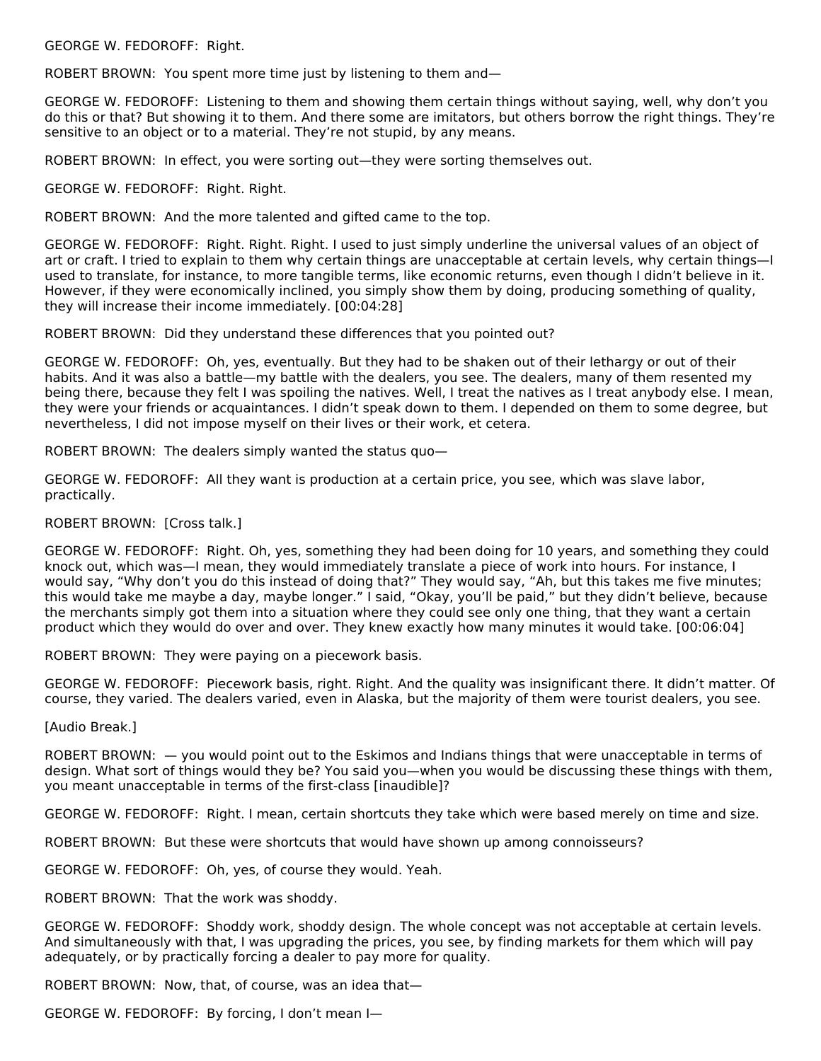GEORGE W. FEDOROFF: Right.

ROBERT BROWN: You spent more time just by listening to them and—

GEORGE W. FEDOROFF: Listening to them and showing them certain things without saying, well, why don't you do this or that? But showing it to them. And there some are imitators, but others borrow the right things. They're sensitive to an object or to a material. They're not stupid, by any means.

ROBERT BROWN: In effect, you were sorting out—they were sorting themselves out.

GEORGE W. FEDOROFF: Right. Right.

ROBERT BROWN: And the more talented and gifted came to the top.

GEORGE W. FEDOROFF: Right. Right. Right. I used to just simply underline the universal values of an object of art or craft. I tried to explain to them why certain things are unacceptable at certain levels, why certain things—I used to translate, for instance, to more tangible terms, like economic returns, even though I didn't believe in it. However, if they were economically inclined, you simply show them by doing, producing something of quality, they will increase their income immediately. [00:04:28]

ROBERT BROWN: Did they understand these differences that you pointed out?

GEORGE W. FEDOROFF: Oh, yes, eventually. But they had to be shaken out of their lethargy or out of their habits. And it was also a battle—my battle with the dealers, you see. The dealers, many of them resented my being there, because they felt I was spoiling the natives. Well, I treat the natives as I treat anybody else. I mean, they were your friends or acquaintances. I didn't speak down to them. I depended on them to some degree, but nevertheless, I did not impose myself on their lives or their work, et cetera.

ROBERT BROWN: The dealers simply wanted the status quo—

GEORGE W. FEDOROFF: All they want is production at a certain price, you see, which was slave labor, practically.

ROBERT BROWN: [Cross talk.]

GEORGE W. FEDOROFF: Right. Oh, yes, something they had been doing for 10 years, and something they could knock out, which was—I mean, they would immediately translate a piece of work into hours. For instance, I would say, "Why don't you do this instead of doing that?" They would say, "Ah, but this takes me five minutes; this would take me maybe a day, maybe longer." I said, "Okay, you'll be paid," but they didn't believe, because the merchants simply got them into a situation where they could see only one thing, that they want a certain product which they would do over and over. They knew exactly how many minutes it would take. [00:06:04]

ROBERT BROWN: They were paying on a piecework basis.

GEORGE W. FEDOROFF: Piecework basis, right. Right. And the quality was insignificant there. It didn't matter. Of course, they varied. The dealers varied, even in Alaska, but the majority of them were tourist dealers, you see.

[Audio Break.]

ROBERT BROWN: — you would point out to the Eskimos and Indians things that were unacceptable in terms of design. What sort of things would they be? You said you—when you would be discussing these things with them, you meant unacceptable in terms of the first-class [inaudible]?

GEORGE W. FEDOROFF: Right. I mean, certain shortcuts they take which were based merely on time and size.

ROBERT BROWN: But these were shortcuts that would have shown up among connoisseurs?

GEORGE W. FEDOROFF: Oh, yes, of course they would. Yeah.

ROBERT BROWN: That the work was shoddy.

GEORGE W. FEDOROFF: Shoddy work, shoddy design. The whole concept was not acceptable at certain levels. And simultaneously with that, I was upgrading the prices, you see, by finding markets for them which will pay adequately, or by practically forcing a dealer to pay more for quality.

ROBERT BROWN: Now, that, of course, was an idea that—

GEORGE W. FEDOROFF: By forcing, I don't mean I—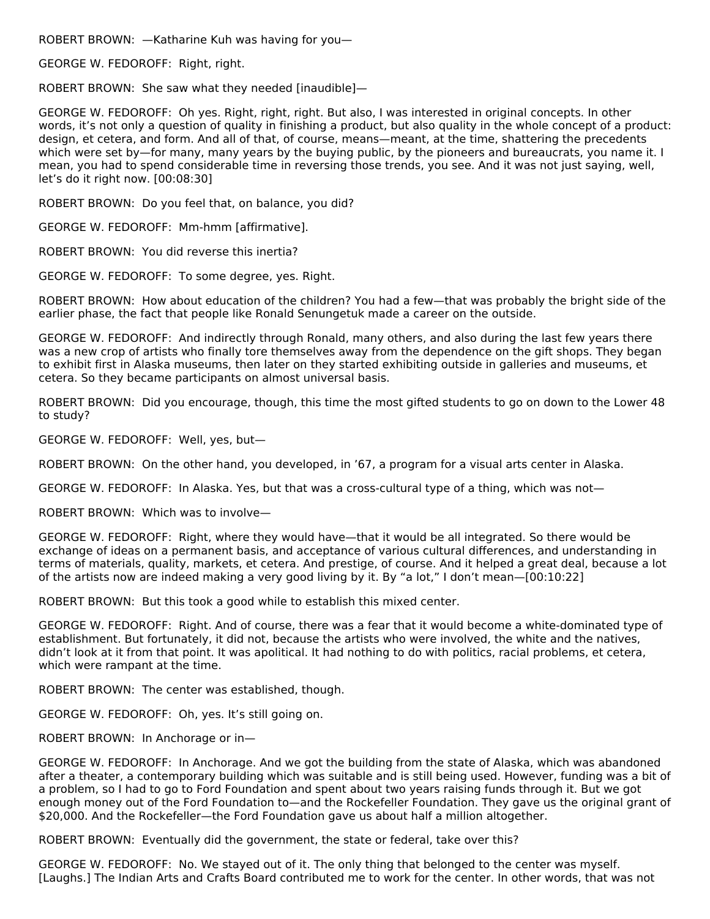ROBERT BROWN: —Katharine Kuh was having for you—

GEORGE W. FEDOROFF: Right, right.

ROBERT BROWN: She saw what they needed [inaudible]—

GEORGE W. FEDOROFF: Oh yes. Right, right, right. But also, I was interested in original concepts. In other words, it's not only a question of quality in finishing a product, but also quality in the whole concept of a product: design, et cetera, and form. And all of that, of course, means—meant, at the time, shattering the precedents which were set by—for many, many years by the buying public, by the pioneers and bureaucrats, you name it. I mean, you had to spend considerable time in reversing those trends, you see. And it was not just saying, well, let's do it right now. [00:08:30]

ROBERT BROWN: Do you feel that, on balance, you did?

GEORGE W. FEDOROFF: Mm-hmm [affirmative].

ROBERT BROWN: You did reverse this inertia?

GEORGE W. FEDOROFF: To some degree, yes. Right.

ROBERT BROWN: How about education of the children? You had a few—that was probably the bright side of the earlier phase, the fact that people like Ronald Senungetuk made a career on the outside.

GEORGE W. FEDOROFF: And indirectly through Ronald, many others, and also during the last few years there was a new crop of artists who finally tore themselves away from the dependence on the gift shops. They began to exhibit first in Alaska museums, then later on they started exhibiting outside in galleries and museums, et cetera. So they became participants on almost universal basis.

ROBERT BROWN: Did you encourage, though, this time the most gifted students to go on down to the Lower 48 to study?

GEORGE W. FEDOROFF: Well, yes, but—

ROBERT BROWN: On the other hand, you developed, in '67, a program for a visual arts center in Alaska.

GEORGE W. FEDOROFF: In Alaska. Yes, but that was a cross-cultural type of a thing, which was not—

ROBERT BROWN: Which was to involve—

GEORGE W. FEDOROFF: Right, where they would have—that it would be all integrated. So there would be exchange of ideas on a permanent basis, and acceptance of various cultural differences, and understanding in terms of materials, quality, markets, et cetera. And prestige, of course. And it helped a great deal, because a lot of the artists now are indeed making a very good living by it. By "a lot," I don't mean—[00:10:22]

ROBERT BROWN: But this took a good while to establish this mixed center.

GEORGE W. FEDOROFF: Right. And of course, there was a fear that it would become a white-dominated type of establishment. But fortunately, it did not, because the artists who were involved, the white and the natives, didn't look at it from that point. It was apolitical. It had nothing to do with politics, racial problems, et cetera, which were rampant at the time.

ROBERT BROWN: The center was established, though.

GEORGE W. FEDOROFF: Oh, yes. It's still going on.

ROBERT BROWN: In Anchorage or in—

GEORGE W. FEDOROFF: In Anchorage. And we got the building from the state of Alaska, which was abandoned after a theater, a contemporary building which was suitable and is still being used. However, funding was a bit of a problem, so I had to go to Ford Foundation and spent about two years raising funds through it. But we got enough money out of the Ford Foundation to—and the Rockefeller Foundation. They gave us the original grant of $20,000. And the Rockefeller—the Ford Foundation gave us about half a million altogether.

ROBERT BROWN: Eventually did the government, the state or federal, take over this?

GEORGE W. FEDOROFF: No. We stayed out of it. The only thing that belonged to the center was myself. [Laughs.] The Indian Arts and Crafts Board contributed me to work for the center. In other words, that was not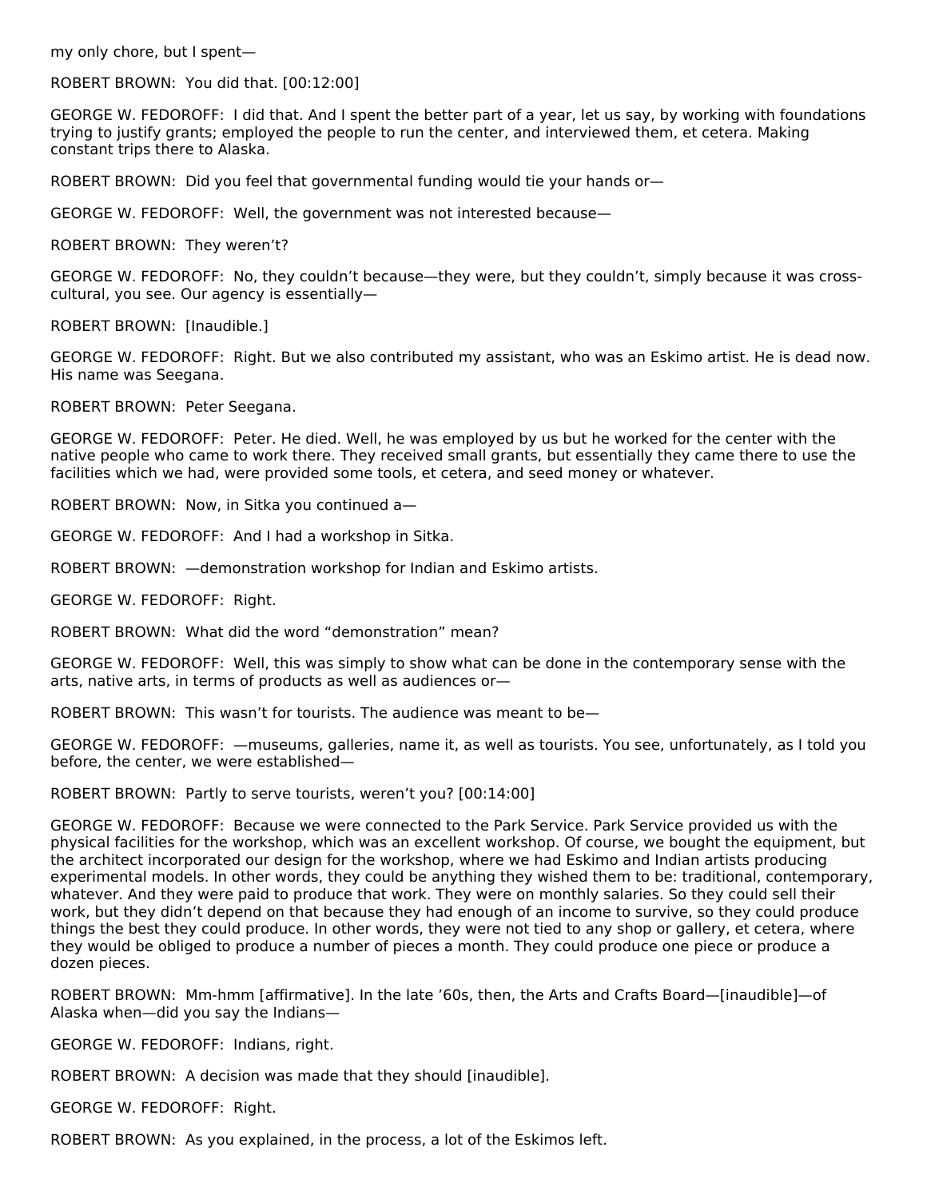my only chore, but I spent—

ROBERT BROWN: You did that. [00:12:00]

GEORGE W. FEDOROFF: I did that. And I spent the better part of a year, let us say, by working with foundations trying to justify grants; employed the people to run the center, and interviewed them, et cetera. Making constant trips there to Alaska.

ROBERT BROWN: Did you feel that governmental funding would tie your hands or—

GEORGE W. FEDOROFF: Well, the government was not interested because—

ROBERT BROWN: They weren't?

GEORGE W. FEDOROFF: No, they couldn't because—they were, but they couldn't, simply because it was cross-cultural, you see. Our agency is essentially—

ROBERT BROWN: [Inaudible.]

GEORGE W. FEDOROFF: Right. But we also contributed my assistant, who was an Eskimo artist. He is dead now. His name was Seegana.

ROBERT BROWN: Peter Seegana.

GEORGE W. FEDOROFF: Peter. He died. Well, he was employed by us but he worked for the center with the native people who came to work there. They received small grants, but essentially they came there to use the facilities which we had, were provided some tools, et cetera, and seed money or whatever.

ROBERT BROWN: Now, in Sitka you continued a—

GEORGE W. FEDOROFF: And I had a workshop in Sitka.

ROBERT BROWN: —demonstration workshop for Indian and Eskimo artists.

GEORGE W. FEDOROFF: Right.

ROBERT BROWN: What did the word "demonstration" mean?

GEORGE W. FEDOROFF: Well, this was simply to show what can be done in the contemporary sense with the arts, native arts, in terms of products as well as audiences or—

ROBERT BROWN: This wasn't for tourists. The audience was meant to be—

GEORGE W. FEDOROFF: —museums, galleries, name it, as well as tourists. You see, unfortunately, as I told you before, the center, we were established—

ROBERT BROWN: Partly to serve tourists, weren't you? [00:14:00]

GEORGE W. FEDOROFF: Because we were connected to the Park Service. Park Service provided us with the physical facilities for the workshop, which was an excellent workshop. Of course, we bought the equipment, but the architect incorporated our design for the workshop, where we had Eskimo and Indian artists producing experimental models. In other words, they could be anything they wished them to be: traditional, contemporary, whatever. And they were paid to produce that work. They were on monthly salaries. So they could sell their work, but they didn't depend on that because they had enough of an income to survive, so they could produce things the best they could produce. In other words, they were not tied to any shop or gallery, et cetera, where they would be obliged to produce a number of pieces a month. They could produce one piece or produce a dozen pieces.

ROBERT BROWN: Mm-hmm [affirmative]. In the late '60s, then, the Arts and Crafts Board—[inaudible]—of Alaska when—did you say the Indians—

GEORGE W. FEDOROFF: Indians, right.

ROBERT BROWN: A decision was made that they should [inaudible].

GEORGE W. FEDOROFF: Right.

ROBERT BROWN: As you explained, in the process, a lot of the Eskimos left.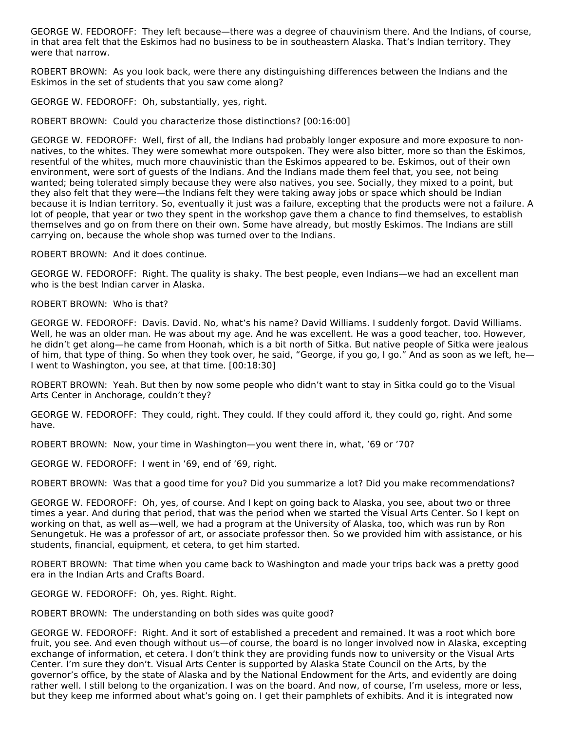GEORGE W. FEDOROFF: They left because—there was a degree of chauvinism there. And the Indians, of course, in that area felt that the Eskimos had no business to be in southeastern Alaska. That's Indian territory. They were that narrow.

ROBERT BROWN: As you look back, were there any distinguishing differences between the Indians and the Eskimos in the set of students that you saw come along?

GEORGE W. FEDOROFF: Oh, substantially, yes, right.

ROBERT BROWN: Could you characterize those distinctions? [00:16:00]

GEORGE W. FEDOROFF: Well, first of all, the Indians had probably longer exposure and more exposure to non-natives, to the whites. They were somewhat more outspoken. They were also bitter, more so than the Eskimos, resentful of the whites, much more chauvinistic than the Eskimos appeared to be. Eskimos, out of their own environment, were sort of guests of the Indians. And the Indians made them feel that, you see, not being wanted; being tolerated simply because they were also natives, you see. Socially, they mixed to a point, but they also felt that they were—the Indians felt they were taking away jobs or space which should be Indian because it is Indian territory. So, eventually it just was a failure, excepting that the products were not a failure. A lot of people, that year or two they spent in the workshop gave them a chance to find themselves, to establish themselves and go on from there on their own. Some have already, but mostly Eskimos. The Indians are still carrying on, because the whole shop was turned over to the Indians.

ROBERT BROWN: And it does continue.

GEORGE W. FEDOROFF: Right. The quality is shaky. The best people, even Indians—we had an excellent man who is the best Indian carver in Alaska.

ROBERT BROWN: Who is that?

GEORGE W. FEDOROFF: Davis. David. No, what's his name? David Williams. I suddenly forgot. David Williams. Well, he was an older man. He was about my age. And he was excellent. He was a good teacher, too. However, he didn't get along—he came from Hoonah, which is a bit north of Sitka. But native people of Sitka were jealous of him, that type of thing. So when they took over, he said, "George, if you go, I go." And as soon as we left, he—I went to Washington, you see, at that time. [00:18:30]

ROBERT BROWN: Yeah. But then by now some people who didn't want to stay in Sitka could go to the Visual Arts Center in Anchorage, couldn't they?

GEORGE W. FEDOROFF: They could, right. They could. If they could afford it, they could go, right. And some have.

ROBERT BROWN: Now, your time in Washington—you went there in, what, '69 or '70?

GEORGE W. FEDOROFF: I went in '69, end of '69, right.

ROBERT BROWN: Was that a good time for you? Did you summarize a lot? Did you make recommendations?

GEORGE W. FEDOROFF: Oh, yes, of course. And I kept on going back to Alaska, you see, about two or three times a year. And during that period, that was the period when we started the Visual Arts Center. So I kept on working on that, as well as—well, we had a program at the University of Alaska, too, which was run by Ron Senungetuk. He was a professor of art, or associate professor then. So we provided him with assistance, or his students, financial, equipment, et cetera, to get him started.

ROBERT BROWN: That time when you came back to Washington and made your trips back was a pretty good era in the Indian Arts and Crafts Board.

GEORGE W. FEDOROFF: Oh, yes. Right. Right.

ROBERT BROWN: The understanding on both sides was quite good?

GEORGE W. FEDOROFF: Right. And it sort of established a precedent and remained. It was a root which bore fruit, you see. And even though without us—of course, the board is no longer involved now in Alaska, excepting exchange of information, et cetera. I don't think they are providing funds now to university or the Visual Arts Center. I'm sure they don't. Visual Arts Center is supported by Alaska State Council on the Arts, by the governor's office, by the state of Alaska and by the National Endowment for the Arts, and evidently are doing rather well. I still belong to the organization. I was on the board. And now, of course, I'm useless, more or less, but they keep me informed about what's going on. I get their pamphlets of exhibits. And it is integrated now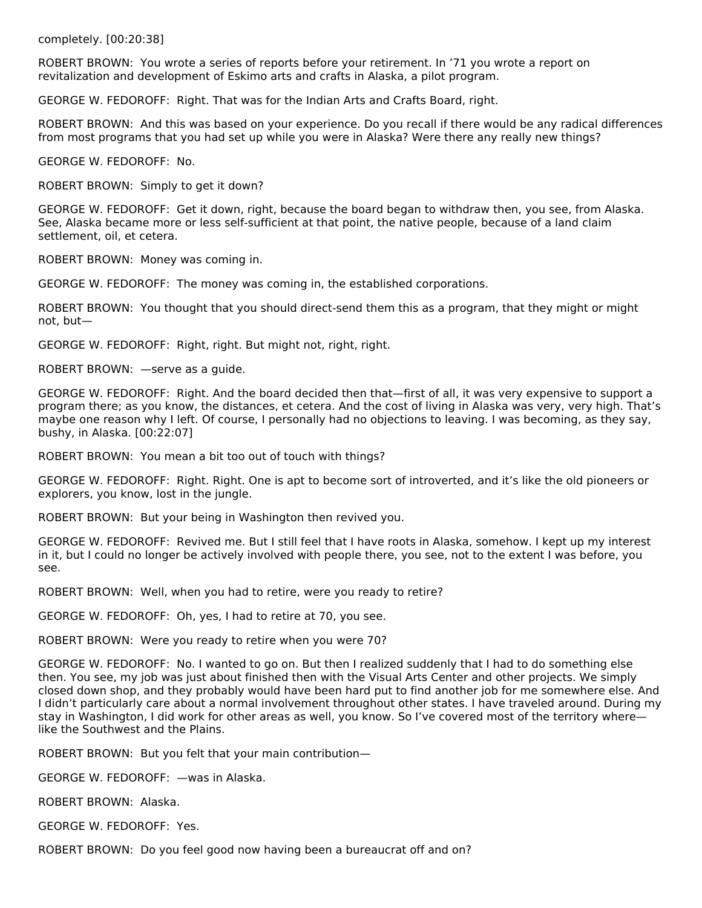completely. [00:20:38]

ROBERT BROWN: You wrote a series of reports before your retirement. In '71 you wrote a report on revitalization and development of Eskimo arts and crafts in Alaska, a pilot program.

GEORGE W. FEDOROFF: Right. That was for the Indian Arts and Crafts Board, right.

ROBERT BROWN: And this was based on your experience. Do you recall if there would be any radical differences from most programs that you had set up while you were in Alaska? Were there any really new things?

GEORGE W. FEDOROFF: No.

ROBERT BROWN: Simply to get it down?

GEORGE W. FEDOROFF: Get it down, right, because the board began to withdraw then, you see, from Alaska. See, Alaska became more or less self-sufficient at that point, the native people, because of a land claim settlement, oil, et cetera.

ROBERT BROWN: Money was coming in.

GEORGE W. FEDOROFF: The money was coming in, the established corporations.

ROBERT BROWN: You thought that you should direct-send them this as a program, that they might or might not, but—

GEORGE W. FEDOROFF: Right, right. But might not, right, right.

ROBERT BROWN: —serve as a guide.

GEORGE W. FEDOROFF: Right. And the board decided then that—first of all, it was very expensive to support a program there; as you know, the distances, et cetera. And the cost of living in Alaska was very, very high. That's maybe one reason why I left. Of course, I personally had no objections to leaving. I was becoming, as they say, bushy, in Alaska. [00:22:07]

ROBERT BROWN: You mean a bit too out of touch with things?

GEORGE W. FEDOROFF: Right. Right. One is apt to become sort of introverted, and it's like the old pioneers or explorers, you know, lost in the jungle.

ROBERT BROWN: But your being in Washington then revived you.

GEORGE W. FEDOROFF: Revived me. But I still feel that I have roots in Alaska, somehow. I kept up my interest in it, but I could no longer be actively involved with people there, you see, not to the extent I was before, you see.

ROBERT BROWN: Well, when you had to retire, were you ready to retire?

GEORGE W. FEDOROFF: Oh, yes, I had to retire at 70, you see.

ROBERT BROWN: Were you ready to retire when you were 70?

GEORGE W. FEDOROFF: No. I wanted to go on. But then I realized suddenly that I had to do something else then. You see, my job was just about finished then with the Visual Arts Center and other projects. We simply closed down shop, and they probably would have been hard put to find another job for me somewhere else. And I didn't particularly care about a normal involvement throughout other states. I have traveled around. During my stay in Washington, I did work for other areas as well, you know. So I've covered most of the territory where—like the Southwest and the Plains.

ROBERT BROWN: But you felt that your main contribution—

GEORGE W. FEDOROFF: —was in Alaska.

ROBERT BROWN: Alaska.

GEORGE W. FEDOROFF: Yes.

ROBERT BROWN: Do you feel good now having been a bureaucrat off and on?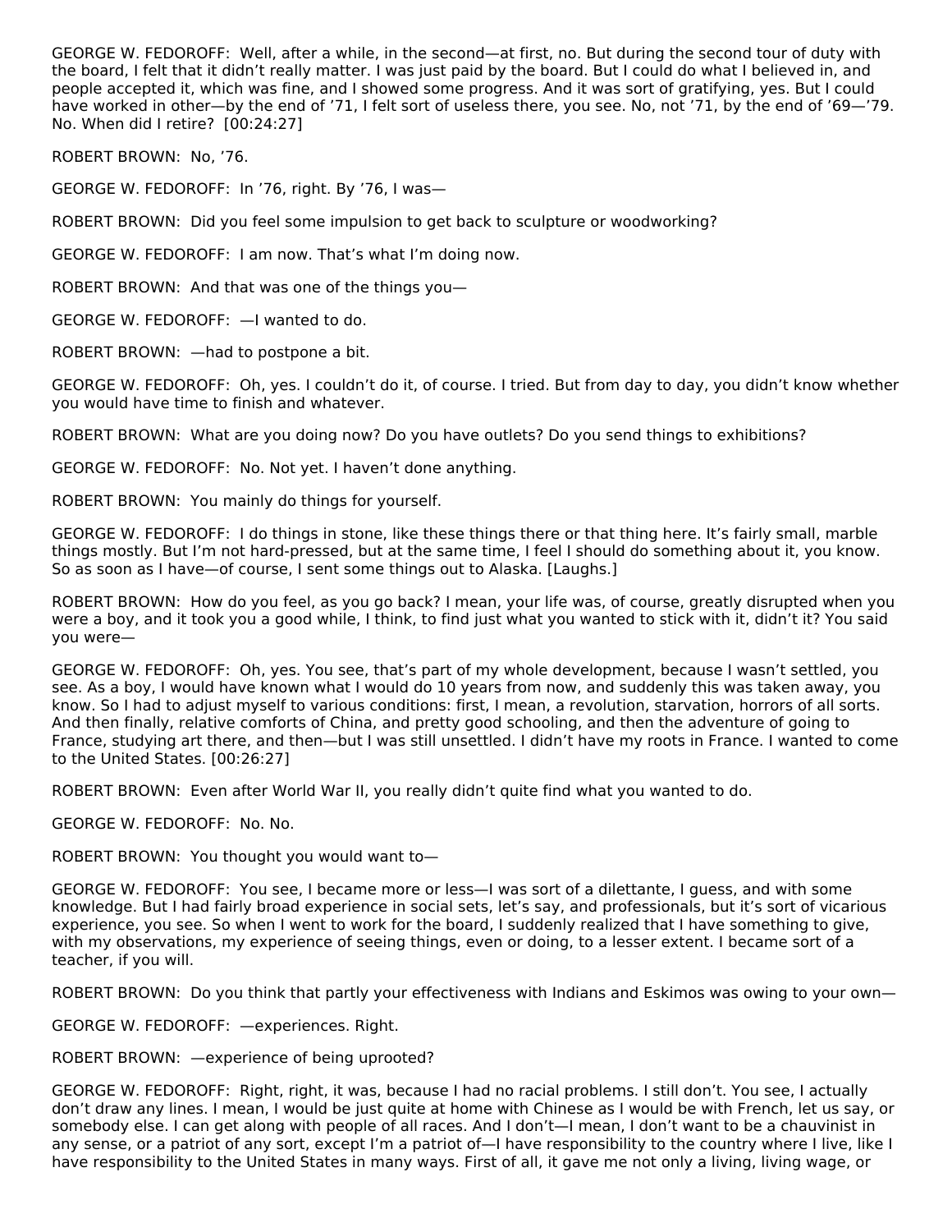GEORGE W. FEDOROFF: Well, after a while, in the second—at first, no. But during the second tour of duty with the board, I felt that it didn't really matter. I was just paid by the board. But I could do what I believed in, and people accepted it, which was fine, and I showed some progress. And it was sort of gratifying, yes. But I could have worked in other—by the end of '71, I felt sort of useless there, you see. No, not '71, by the end of '69—'79. No. When did I retire? [00:24:27]

ROBERT BROWN: No, '76.

GEORGE W. FEDOROFF: In '76, right. By '76, I was—

ROBERT BROWN: Did you feel some impulsion to get back to sculpture or woodworking?

GEORGE W. FEDOROFF: I am now. That's what I'm doing now.

ROBERT BROWN: And that was one of the things you—

GEORGE W. FEDOROFF: —I wanted to do.

ROBERT BROWN: —had to postpone a bit.

GEORGE W. FEDOROFF: Oh, yes. I couldn't do it, of course. I tried. But from day to day, you didn't know whether you would have time to finish and whatever.

ROBERT BROWN: What are you doing now? Do you have outlets? Do you send things to exhibitions?

GEORGE W. FEDOROFF: No. Not yet. I haven't done anything.

ROBERT BROWN: You mainly do things for yourself.

GEORGE W. FEDOROFF: I do things in stone, like these things there or that thing here. It's fairly small, marble things mostly. But I'm not hard-pressed, but at the same time, I feel I should do something about it, you know. So as soon as I have—of course, I sent some things out to Alaska. [Laughs.]

ROBERT BROWN: How do you feel, as you go back? I mean, your life was, of course, greatly disrupted when you were a boy, and it took you a good while, I think, to find just what you wanted to stick with it, didn't it? You said you were—

GEORGE W. FEDOROFF: Oh, yes. You see, that's part of my whole development, because I wasn't settled, you see. As a boy, I would have known what I would do 10 years from now, and suddenly this was taken away, you know. So I had to adjust myself to various conditions: first, I mean, a revolution, starvation, horrors of all sorts. And then finally, relative comforts of China, and pretty good schooling, and then the adventure of going to France, studying art there, and then—but I was still unsettled. I didn't have my roots in France. I wanted to come to the United States. [00:26:27]

ROBERT BROWN: Even after World War II, you really didn't quite find what you wanted to do.

GEORGE W. FEDOROFF: No. No.

ROBERT BROWN: You thought you would want to—

GEORGE W. FEDOROFF: You see, I became more or less—I was sort of a dilettante, I guess, and with some knowledge. But I had fairly broad experience in social sets, let's say, and professionals, but it's sort of vicarious experience, you see. So when I went to work for the board, I suddenly realized that I have something to give, with my observations, my experience of seeing things, even or doing, to a lesser extent. I became sort of a teacher, if you will.

ROBERT BROWN: Do you think that partly your effectiveness with Indians and Eskimos was owing to your own—

GEORGE W. FEDOROFF: —experiences. Right.

ROBERT BROWN: —experience of being uprooted?

GEORGE W. FEDOROFF: Right, right, it was, because I had no racial problems. I still don't. You see, I actually don't draw any lines. I mean, I would be just quite at home with Chinese as I would be with French, let us say, or somebody else. I can get along with people of all races. And I don't—I mean, I don't want to be a chauvinist in any sense, or a patriot of any sort, except I'm a patriot of—I have responsibility to the country where I live, like I have responsibility to the United States in many ways. First of all, it gave me not only a living, living wage, or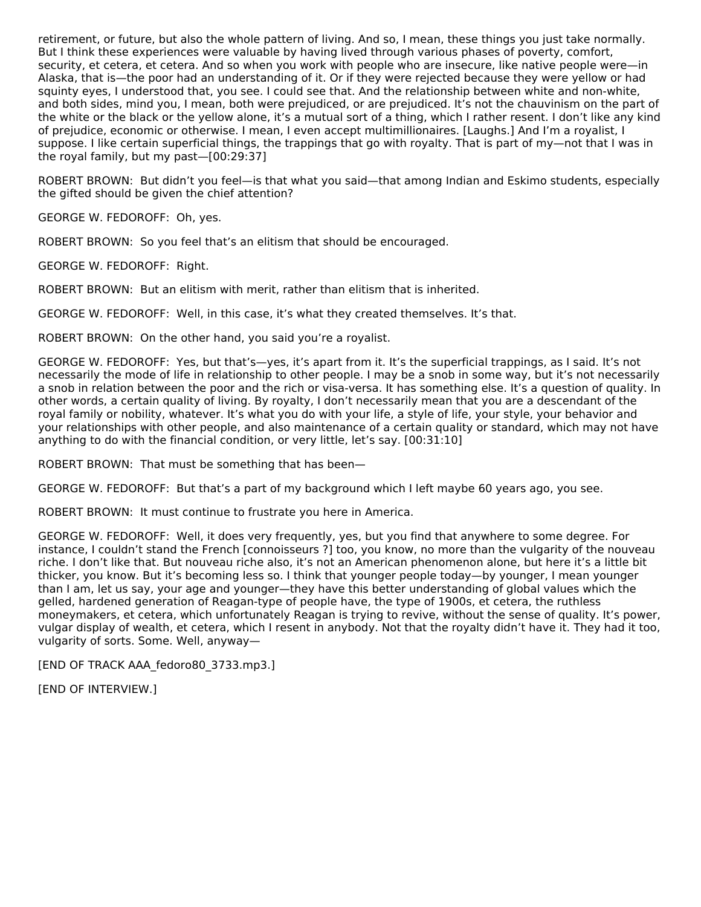retirement, or future, but also the whole pattern of living. And so, I mean, these things you just take normally. But I think these experiences were valuable by having lived through various phases of poverty, comfort, security, et cetera, et cetera. And so when you work with people who are insecure, like native people were—in Alaska, that is—the poor had an understanding of it. Or if they were rejected because they were yellow or had squinty eyes, I understood that, you see. I could see that. And the relationship between white and non-white, and both sides, mind you, I mean, both were prejudiced, or are prejudiced. It's not the chauvinism on the part of the white or the black or the yellow alone, it's a mutual sort of a thing, which I rather resent. I don't like any kind of prejudice, economic or otherwise. I mean, I even accept multimillionaires. [Laughs.] And I'm a royalist, I suppose. I like certain superficial things, the trappings that go with royalty. That is part of my—not that I was in the royal family, but my past—[00:29:37]

ROBERT BROWN: But didn't you feel—is that what you said—that among Indian and Eskimo students, especially the gifted should be given the chief attention?

GEORGE W. FEDOROFF: Oh, yes.

ROBERT BROWN: So you feel that's an elitism that should be encouraged.

GEORGE W. FEDOROFF: Right.

ROBERT BROWN: But an elitism with merit, rather than elitism that is inherited.

GEORGE W. FEDOROFF: Well, in this case, it's what they created themselves. It's that.

ROBERT BROWN: On the other hand, you said you're a royalist.

GEORGE W. FEDOROFF: Yes, but that's—yes, it's apart from it. It's the superficial trappings, as I said. It's not necessarily the mode of life in relationship to other people. I may be a snob in some way, but it's not necessarily a snob in relation between the poor and the rich or visa-versa. It has something else. It's a question of quality. In other words, a certain quality of living. By royalty, I don't necessarily mean that you are a descendant of the royal family or nobility, whatever. It's what you do with your life, a style of life, your style, your behavior and your relationships with other people, and also maintenance of a certain quality or standard, which may not have anything to do with the financial condition, or very little, let's say. [00:31:10]

ROBERT BROWN: That must be something that has been—

GEORGE W. FEDOROFF: But that's a part of my background which I left maybe 60 years ago, you see.

ROBERT BROWN: It must continue to frustrate you here in America.

GEORGE W. FEDOROFF: Well, it does very frequently, yes, but you find that anywhere to some degree. For instance, I couldn't stand the French [connoisseurs ?] too, you know, no more than the vulgarity of the nouveau riche. I don't like that. But nouveau riche also, it's not an American phenomenon alone, but here it's a little bit thicker, you know. But it's becoming less so. I think that younger people today—by younger, I mean younger than I am, let us say, your age and younger—they have this better understanding of global values which the gelled, hardened generation of Reagan-type of people have, the type of 1900s, et cetera, the ruthless moneymakers, et cetera, which unfortunately Reagan is trying to revive, without the sense of quality. It's power, vulgar display of wealth, et cetera, which I resent in anybody. Not that the royalty didn't have it. They had it too, vulgarity of sorts. Some. Well, anyway—

[END OF TRACK AAA_fedoro80_3733.mp3.]

[END OF INTERVIEW.]